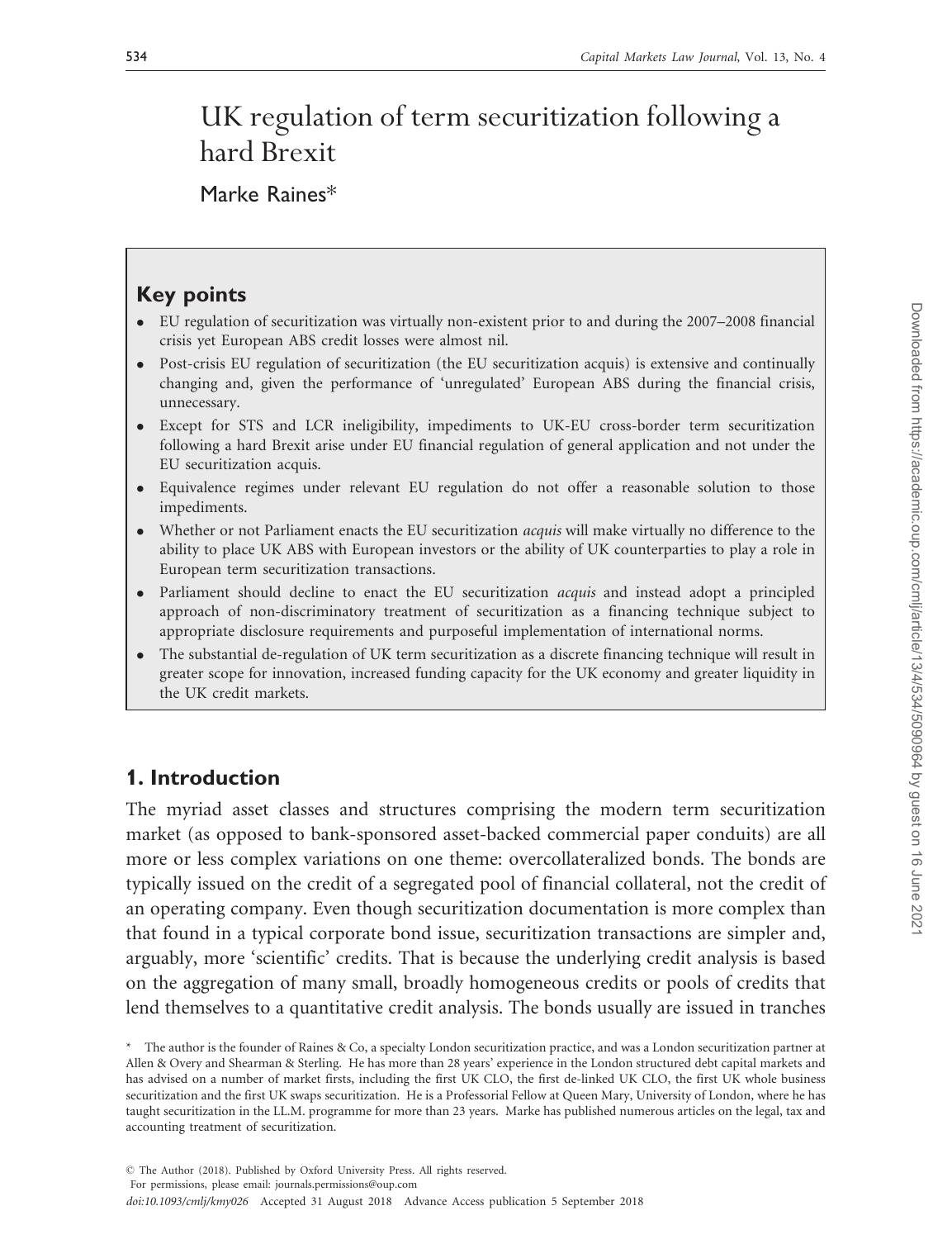# UK regulation of term securitization following a hard Brexit

Marke Raines*

## Key points

- EU regulation of securitization was virtually non-existent prior to and during the 2007–2008 financial crisis yet European ABS credit losses were almost nil.
- Post-crisis EU regulation of securitization (the EU securitization acquis) is extensive and continually changing and, given the performance of 'unregulated' European ABS during the financial crisis, unnecessary.
- Except for STS and LCR ineligibility, impediments to UK-EU cross-border term securitization following a hard Brexit arise under EU financial regulation of general application and not under the EU securitization acquis.
- Equivalence regimes under relevant EU regulation do not offer a reasonable solution to those impediments.
- Whether or not Parliament enacts the EU securitization *acquis* will make virtually no difference to the ability to place UK ABS with European investors or the ability of UK counterparties to play a role in European term securitization transactions.
- Parliament should decline to enact the EU securitization *acquis* and instead adopt a principled approach of non-discriminatory treatment of securitization as a financing technique subject to appropriate disclosure requirements and purposeful implementation of international norms.
- The substantial de-regulation of UK term securitization as a discrete financing technique will result in greater scope for innovation, increased funding capacity for the UK economy and greater liquidity in the UK credit markets.

## 1. Introduction

The myriad asset classes and structures comprising the modern term securitization market (as opposed to bank-sponsored asset-backed commercial paper conduits) are all more or less complex variations on one theme: overcollateralized bonds. The bonds are typically issued on the credit of a segregated pool of financial collateral, not the credit of an operating company. Even though securitization documentation is more complex than that found in a typical corporate bond issue, securitization transactions are simpler and, arguably, more 'scientific' credits. That is because the underlying credit analysis is based on the aggregation of many small, broadly homogeneous credits or pools of credits that lend themselves to a quantitative credit analysis. The bonds usually are issued in tranches

\* The author is the founder of Raines & Co, a specialty London securitization practice, and was a London securitization partner at Allen & Overy and Shearman & Sterling. He has more than 28 years' experience in the London structured debt capital markets and has advised on a number of market firsts, including the first UK CLO, the first de-linked UK CLO, the first UK whole business securitization and the first UK swaps securitization. He is a Professorial Fellow at Queen Mary, University of London, where he has taught securitization in the LL.M. programme for more than 23 years. Marke has published numerous articles on the legal, tax and accounting treatment of securitization.

© The Author (2018). Published by Oxford University Press. All rights reserved.
For permissions, please email: journals.permissions@oup.com
doi:10.1093/cmlj/kmy026 Accepted 31 August 2018 Advance Access publication 5 September 2018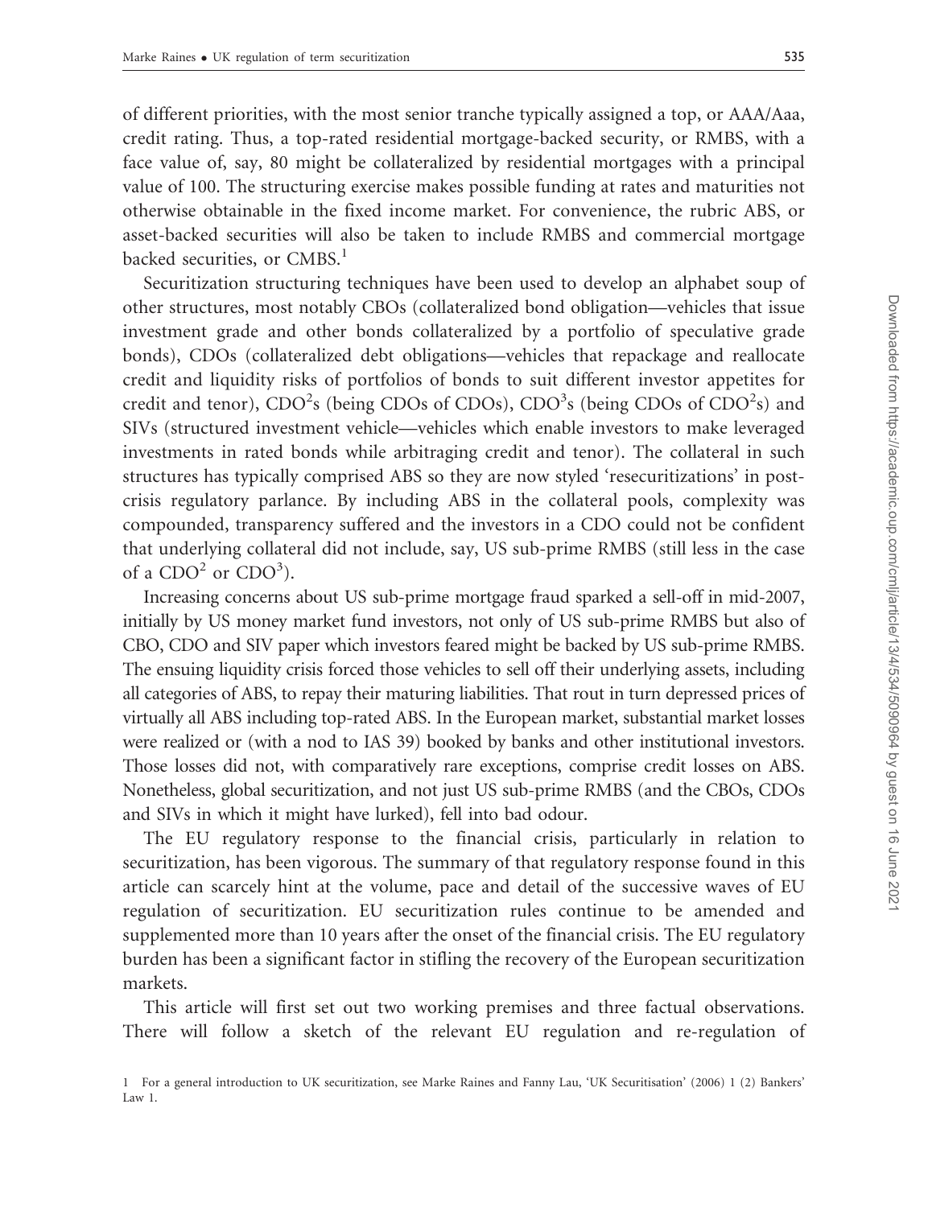of different priorities, with the most senior tranche typically assigned a top, or AAA/Aaa, credit rating. Thus, a top-rated residential mortgage-backed security, or RMBS, with a face value of, say, 80 might be collateralized by residential mortgages with a principal value of 100. The structuring exercise makes possible funding at rates and maturities not otherwise obtainable in the fixed income market. For convenience, the rubric ABS, or asset-backed securities will also be taken to include RMBS and commercial mortgage backed securities, or CMBS.[1]

Securitization structuring techniques have been used to develop an alphabet soup of other structures, most notably CBOs (collateralized bond obligation—vehicles that issue investment grade and other bonds collateralized by a portfolio of speculative grade bonds), CDOs (collateralized debt obligations—vehicles that repackage and reallocate credit and liquidity risks of portfolios of bonds to suit different investor appetites for credit and tenor), $CDO^2$s (being CDOs of CDOs), $CDO^3$s (being CDOs of $CDO^2$s) and SIVs (structured investment vehicle—vehicles which enable investors to make leveraged investments in rated bonds while arbitraging credit and tenor). The collateral in such structures has typically comprised ABS so they are now styled 'resecuritizations' in post-crisis regulatory parlance. By including ABS in the collateral pools, complexity was compounded, transparency suffered and the investors in a CDO could not be confident that underlying collateral did not include, say, US sub-prime RMBS (still less in the case of a $CDO^2$ or $CDO^3$).

Increasing concerns about US sub-prime mortgage fraud sparked a sell-off in mid-2007, initially by US money market fund investors, not only of US sub-prime RMBS but also of CBO, CDO and SIV paper which investors feared might be backed by US sub-prime RMBS. The ensuing liquidity crisis forced those vehicles to sell off their underlying assets, including all categories of ABS, to repay their maturing liabilities. That rout in turn depressed prices of virtually all ABS including top-rated ABS. In the European market, substantial market losses were realized or (with a nod to IAS 39) booked by banks and other institutional investors. Those losses did not, with comparatively rare exceptions, comprise credit losses on ABS. Nonetheless, global securitization, and not just US sub-prime RMBS (and the CBOs, CDOs and SIVs in which it might have lurked), fell into bad odour.

The EU regulatory response to the financial crisis, particularly in relation to securitization, has been vigorous. The summary of that regulatory response found in this article can scarcely hint at the volume, pace and detail of the successive waves of EU regulation of securitization. EU securitization rules continue to be amended and supplemented more than 10 years after the onset of the financial crisis. The EU regulatory burden has been a significant factor in stifling the recovery of the European securitization markets.

This article will first set out two working premises and three factual observations. There will follow a sketch of the relevant EU regulation and re-regulation of

1 For a general introduction to UK securitization, see Marke Raines and Fanny Lau, 'UK Securitisation' (2006) 1 (2) Bankers' Law 1.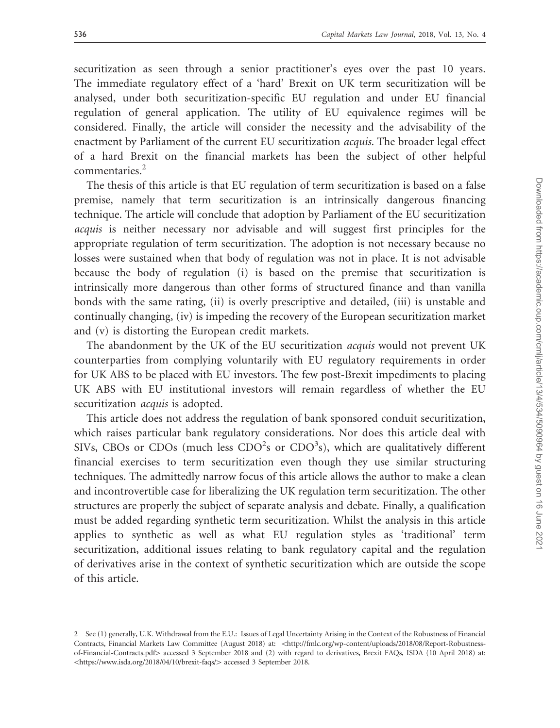securitization as seen through a senior practitioner's eyes over the past 10 years. The immediate regulatory effect of a 'hard' Brexit on UK term securitization will be analysed, under both securitization-specific EU regulation and under EU financial regulation of general application. The utility of EU equivalence regimes will be considered. Finally, the article will consider the necessity and the advisability of the enactment by Parliament of the current EU securitization *acquis*. The broader legal effect of a hard Brexit on the financial markets has been the subject of other helpful commentaries.[2]

The thesis of this article is that EU regulation of term securitization is based on a false premise, namely that term securitization is an intrinsically dangerous financing technique. The article will conclude that adoption by Parliament of the EU securitization *acquis* is neither necessary nor advisable and will suggest first principles for the appropriate regulation of term securitization. The adoption is not necessary because no losses were sustained when that body of regulation was not in place. It is not advisable because the body of regulation (i) is based on the premise that securitization is intrinsically more dangerous than other forms of structured finance and than vanilla bonds with the same rating, (ii) is overly prescriptive and detailed, (iii) is unstable and continually changing, (iv) is impeding the recovery of the European securitization market and (v) is distorting the European credit markets.

The abandonment by the UK of the EU securitization *acquis* would not prevent UK counterparties from complying voluntarily with EU regulatory requirements in order for UK ABS to be placed with EU investors. The few post-Brexit impediments to placing UK ABS with EU institutional investors will remain regardless of whether the EU securitization *acquis* is adopted.

This article does not address the regulation of bank sponsored conduit securitization, which raises particular bank regulatory considerations. Nor does this article deal with SIVs, CBOs or CDOs (much less $CDO^2$s or $CDO^3$s), which are qualitatively different financial exercises to term securitization even though they use similar structuring techniques. The admittedly narrow focus of this article allows the author to make a clean and incontrovertible case for liberalizing the UK regulation term securitization. The other structures are properly the subject of separate analysis and debate. Finally, a qualification must be added regarding synthetic term securitization. Whilst the analysis in this article applies to synthetic as well as what EU regulation styles as 'traditional' term securitization, additional issues relating to bank regulatory capital and the regulation of derivatives arise in the context of synthetic securitization which are outside the scope of this article.

---

2 See (1) generally, U.K. Withdrawal from the E.U.: Issues of Legal Uncertainty Arising in the Context of the Robustness of Financial Contracts, Financial Markets Law Committee (August 2018) at: <http://fmlc.org/wp-content/uploads/2018/08/Report-Robustness-of-Financial-Contracts.pdf> accessed 3 September 2018 and (2) with regard to derivatives, Brexit FAQs, ISDA (10 April 2018) at: <https://www.isda.org/2018/04/10/brexit-faqs/> accessed 3 September 2018.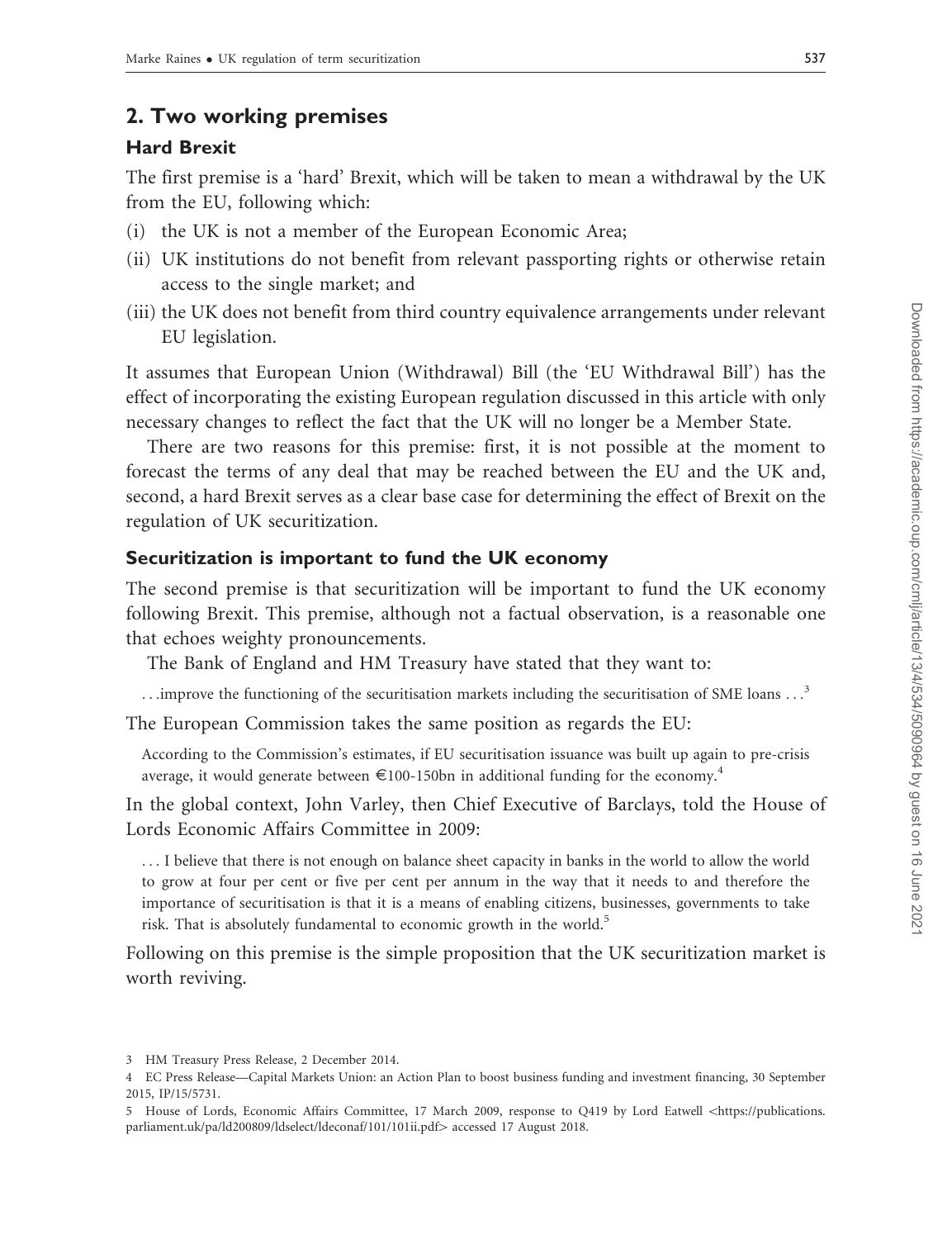## 2. Two working premises

### Hard Brexit

The first premise is a 'hard' Brexit, which will be taken to mean a withdrawal by the UK from the EU, following which:

(i) the UK is not a member of the European Economic Area;

(ii) UK institutions do not benefit from relevant passporting rights or otherwise retain access to the single market; and

(iii) the UK does not benefit from third country equivalence arrangements under relevant EU legislation.

It assumes that European Union (Withdrawal) Bill (the 'EU Withdrawal Bill') has the effect of incorporating the existing European regulation discussed in this article with only necessary changes to reflect the fact that the UK will no longer be a Member State.

There are two reasons for this premise: first, it is not possible at the moment to forecast the terms of any deal that may be reached between the EU and the UK and, second, a hard Brexit serves as a clear base case for determining the effect of Brexit on the regulation of UK securitization.

### Securitization is important to fund the UK economy

The second premise is that securitization will be important to fund the UK economy following Brexit. This premise, although not a factual observation, is a reasonable one that echoes weighty pronouncements.

The Bank of England and HM Treasury have stated that they want to:

> ...improve the functioning of the securitisation markets including the securitisation of SME loans ...[3]

The European Commission takes the same position as regards the EU:

> According to the Commission's estimates, if EU securitisation issuance was built up again to pre-crisis average, it would generate between €100-150bn in additional funding for the economy.[4]

In the global context, John Varley, then Chief Executive of Barclays, told the House of Lords Economic Affairs Committee in 2009:

> ... I believe that there is not enough on balance sheet capacity in banks in the world to allow the world to grow at four per cent or five per cent per annum in the way that it needs to and therefore the importance of securitisation is that it is a means of enabling citizens, businesses, governments to take risk. That is absolutely fundamental to economic growth in the world.[5]

Following on this premise is the simple proposition that the UK securitization market is worth reviving.

---

3 HM Treasury Press Release, 2 December 2014.

4 EC Press Release—Capital Markets Union: an Action Plan to boost business funding and investment financing, 30 September 2015, IP/15/5731.

5 House of Lords, Economic Affairs Committee, 17 March 2009, response to Q419 by Lord Eatwell <https://publications.parliament.uk/pa/ld200809/ldselect/ldeconaf/101/101ii.pdf> accessed 17 August 2018.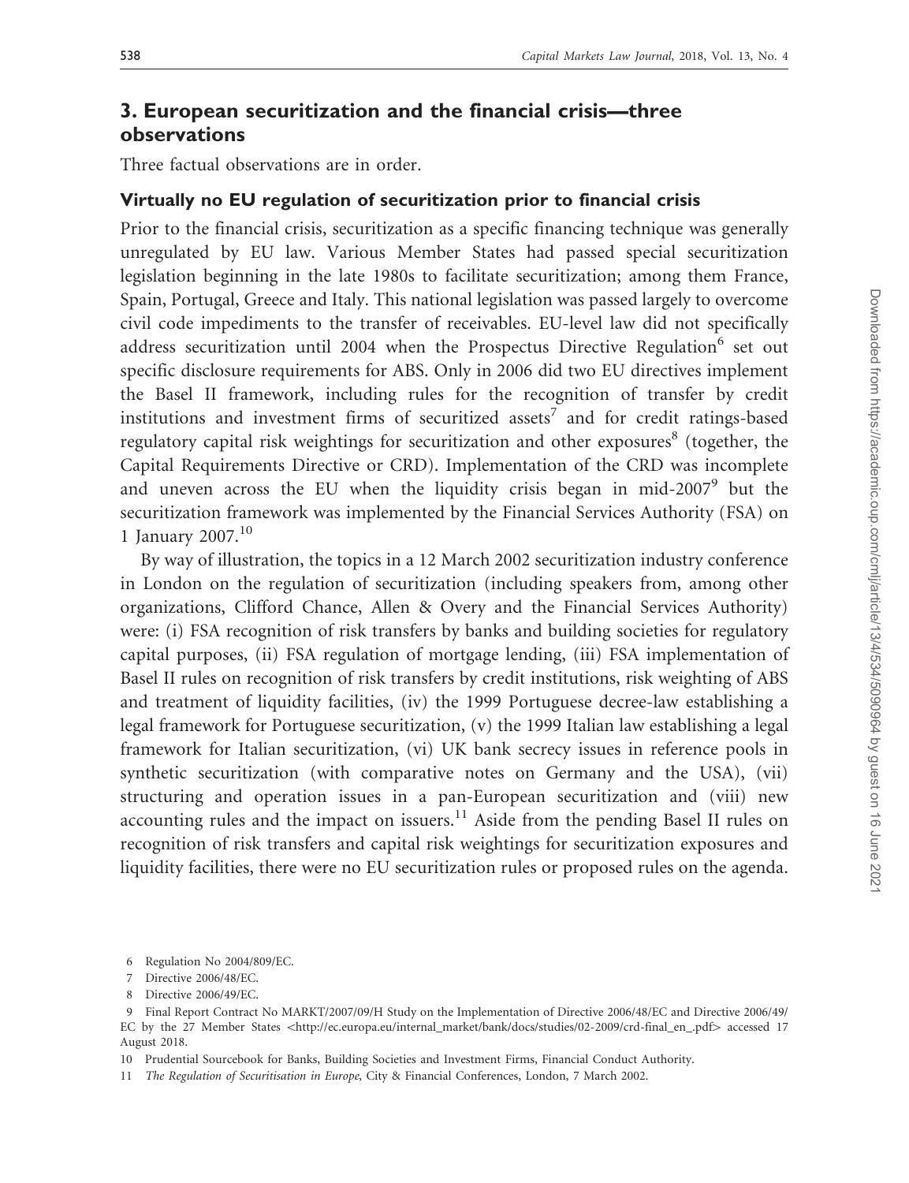## 3. European securitization and the financial crisis—three observations

Three factual observations are in order.

### Virtually no EU regulation of securitization prior to financial crisis

Prior to the financial crisis, securitization as a specific financing technique was generally unregulated by EU law. Various Member States had passed special securitization legislation beginning in the late 1980s to facilitate securitization; among them France, Spain, Portugal, Greece and Italy. This national legislation was passed largely to overcome civil code impediments to the transfer of receivables. EU-level law did not specifically address securitization until 2004 when the Prospectus Directive Regulation[6] set out specific disclosure requirements for ABS. Only in 2006 did two EU directives implement the Basel II framework, including rules for the recognition of transfer by credit institutions and investment firms of securitized assets[7] and for credit ratings-based regulatory capital risk weightings for securitization and other exposures[8] (together, the Capital Requirements Directive or CRD). Implementation of the CRD was incomplete and uneven across the EU when the liquidity crisis began in mid-2007[9] but the securitization framework was implemented by the Financial Services Authority (FSA) on 1 January 2007.[10]

By way of illustration, the topics in a 12 March 2002 securitization industry conference in London on the regulation of securitization (including speakers from, among other organizations, Clifford Chance, Allen & Overy and the Financial Services Authority) were: (i) FSA recognition of risk transfers by banks and building societies for regulatory capital purposes, (ii) FSA regulation of mortgage lending, (iii) FSA implementation of Basel II rules on recognition of risk transfers by credit institutions, risk weighting of ABS and treatment of liquidity facilities, (iv) the 1999 Portuguese decree-law establishing a legal framework for Portuguese securitization, (v) the 1999 Italian law establishing a legal framework for Italian securitization, (vi) UK bank secrecy issues in reference pools in synthetic securitization (with comparative notes on Germany and the USA), (vii) structuring and operation issues in a pan-European securitization and (viii) new accounting rules and the impact on issuers.[11] Aside from the pending Basel II rules on recognition of risk transfers and capital risk weightings for securitization exposures and liquidity facilities, there were no EU securitization rules or proposed rules on the agenda.

6 Regulation No 2004/809/EC.

7 Directive 2006/48/EC.

8 Directive 2006/49/EC.

9 Final Report Contract No MARKT/2007/09/H Study on the Implementation of Directive 2006/48/EC and Directive 2006/49/EC by the 27 Member States <http://ec.europa.eu/internal_market/bank/docs/studies/02-2009/crd-final_en_.pdf> accessed 17 August 2018.

10 Prudential Sourcebook for Banks, Building Societies and Investment Firms, Financial Conduct Authority.

11 *The Regulation of Securitisation in Europe*, City & Financial Conferences, London, 7 March 2002.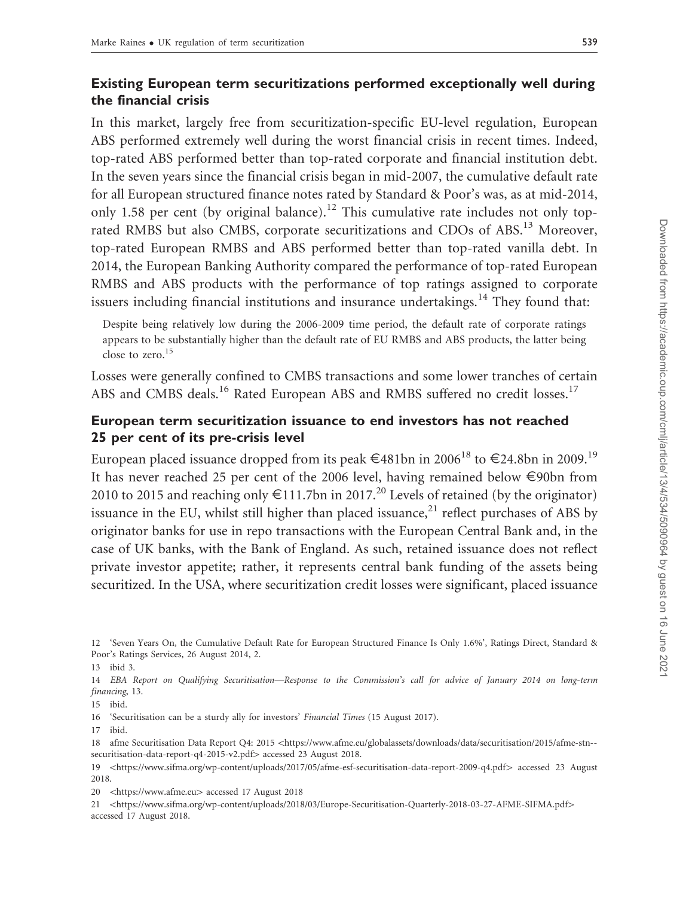## Existing European term securitizations performed exceptionally well during the financial crisis

In this market, largely free from securitization-specific EU-level regulation, European ABS performed extremely well during the worst financial crisis in recent times. Indeed, top-rated ABS performed better than top-rated corporate and financial institution debt. In the seven years since the financial crisis began in mid-2007, the cumulative default rate for all European structured finance notes rated by Standard & Poor's was, as at mid-2014, only 1.58 per cent (by original balance).[12] This cumulative rate includes not only top-rated RMBS but also CMBS, corporate securitizations and CDOs of ABS.[13] Moreover, top-rated European RMBS and ABS performed better than top-rated vanilla debt. In 2014, the European Banking Authority compared the performance of top-rated European RMBS and ABS products with the performance of top ratings assigned to corporate issuers including financial institutions and insurance undertakings.[14] They found that:

> Despite being relatively low during the 2006-2009 time period, the default rate of corporate ratings appears to be substantially higher than the default rate of EU RMBS and ABS products, the latter being close to zero.[15]

Losses were generally confined to CMBS transactions and some lower tranches of certain ABS and CMBS deals.[16] Rated European ABS and RMBS suffered no credit losses.[17]

## European term securitization issuance to end investors has not reached 25 per cent of its pre-crisis level

European placed issuance dropped from its peak €481bn in 2006[18] to €24.8bn in 2009.[19] It has never reached 25 per cent of the 2006 level, having remained below €90bn from 2010 to 2015 and reaching only €111.7bn in 2017.[20] Levels of retained (by the originator) issuance in the EU, whilst still higher than placed issuance,[21] reflect purchases of ABS by originator banks for use in repo transactions with the European Central Bank and, in the case of UK banks, with the Bank of England. As such, retained issuance does not reflect private investor appetite; rather, it represents central bank funding of the assets being securitized. In the USA, where securitization credit losses were significant, placed issuance

12 'Seven Years On, the Cumulative Default Rate for European Structured Finance Is Only 1.6%', Ratings Direct, Standard & Poor's Ratings Services, 26 August 2014, 2.

13 ibid 3.

14 *EBA Report on Qualifying Securitisation—Response to the Commission's call for advice of January 2014 on long-term financing*, 13.

15 ibid.

16 'Securitisation can be a sturdy ally for investors' *Financial Times* (15 August 2017).

17 ibid.

18 afme Securitisation Data Report Q4: 2015 <https://www.afme.eu/globalassets/downloads/data/securitisation/2015/afme-stn--securitisation-data-report-q4-2015-v2.pdf> accessed 23 August 2018.

19 <https://www.sifma.org/wp-content/uploads/2017/05/afme-esf-securitisation-data-report-2009-q4.pdf> accessed 23 August 2018.

20 <https://www.afme.eu> accessed 17 August 2018

21 <https://www.sifma.org/wp-content/uploads/2018/03/Europe-Securitisation-Quarterly-2018-03-27-AFME-SIFMA.pdf> accessed 17 August 2018.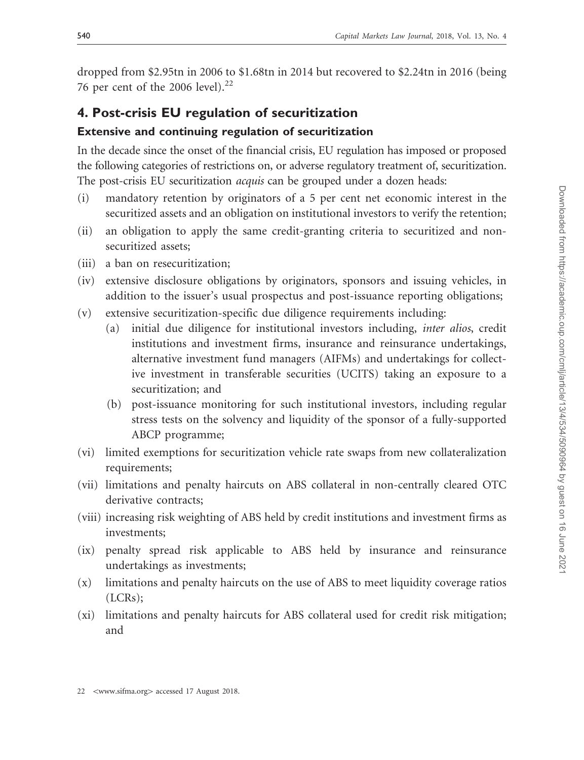dropped from \$2.95tn in 2006 to \$1.68tn in 2014 but recovered to \$2.24tn in 2016 (being 76 per cent of the 2006 level).[22]

## 4. Post-crisis EU regulation of securitization

### Extensive and continuing regulation of securitization

In the decade since the onset of the financial crisis, EU regulation has imposed or proposed the following categories of restrictions on, or adverse regulatory treatment of, securitization. The post-crisis EU securitization *acquis* can be grouped under a dozen heads:

- (i) mandatory retention by originators of a 5 per cent net economic interest in the securitized assets and an obligation on institutional investors to verify the retention;
- (ii) an obligation to apply the same credit-granting criteria to securitized and non-securitized assets;
- (iii) a ban on resecuritization;
- (iv) extensive disclosure obligations by originators, sponsors and issuing vehicles, in addition to the issuer's usual prospectus and post-issuance reporting obligations;
- (v) extensive securitization-specific due diligence requirements including:
  - (a) initial due diligence for institutional investors including, *inter alios*, credit institutions and investment firms, insurance and reinsurance undertakings, alternative investment fund managers (AIFMs) and undertakings for collective investment in transferable securities (UCITS) taking an exposure to a securitization; and
  - (b) post-issuance monitoring for such institutional investors, including regular stress tests on the solvency and liquidity of the sponsor of a fully-supported ABCP programme;
- (vi) limited exemptions for securitization vehicle rate swaps from new collateralization requirements;
- (vii) limitations and penalty haircuts on ABS collateral in non-centrally cleared OTC derivative contracts;
- (viii) increasing risk weighting of ABS held by credit institutions and investment firms as investments;
- (ix) penalty spread risk applicable to ABS held by insurance and reinsurance undertakings as investments;
- (x) limitations and penalty haircuts on the use of ABS to meet liquidity coverage ratios (LCRs);
- (xi) limitations and penalty haircuts for ABS collateral used for credit risk mitigation; and

22 <www.sifma.org> accessed 17 August 2018.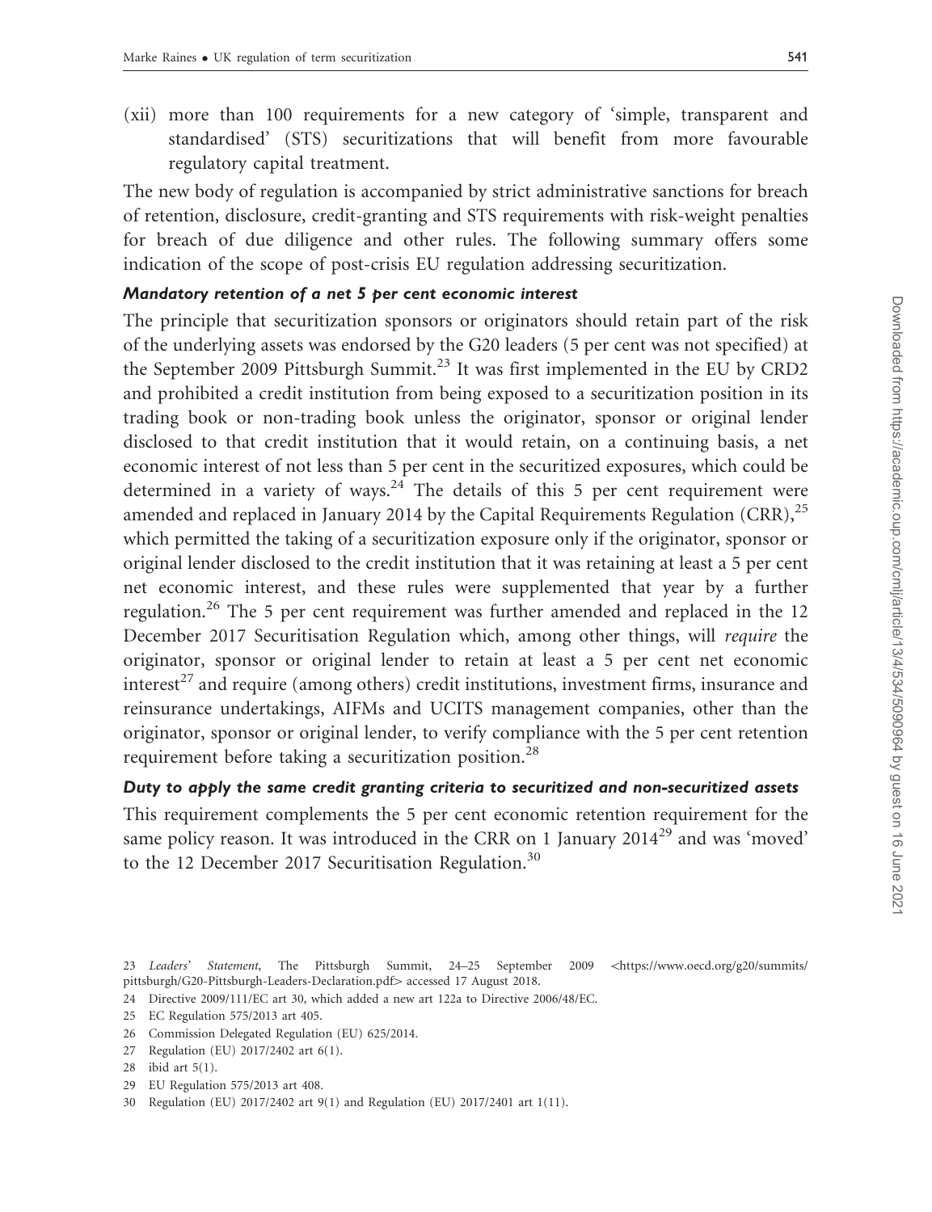(xii) more than 100 requirements for a new category of 'simple, transparent and standardised' (STS) securitizations that will benefit from more favourable regulatory capital treatment.

The new body of regulation is accompanied by strict administrative sanctions for breach of retention, disclosure, credit-granting and STS requirements with risk-weight penalties for breach of due diligence and other rules. The following summary offers some indication of the scope of post-crisis EU regulation addressing securitization.

#### *Mandatory retention of a net 5 per cent economic interest*

The principle that securitization sponsors or originators should retain part of the risk of the underlying assets was endorsed by the G20 leaders (5 per cent was not specified) at the September 2009 Pittsburgh Summit.[23] It was first implemented in the EU by CRD2 and prohibited a credit institution from being exposed to a securitization position in its trading book or non-trading book unless the originator, sponsor or original lender disclosed to that credit institution that it would retain, on a continuing basis, a net economic interest of not less than 5 per cent in the securitized exposures, which could be determined in a variety of ways.[24] The details of this 5 per cent requirement were amended and replaced in January 2014 by the Capital Requirements Regulation (CRR),[25] which permitted the taking of a securitization exposure only if the originator, sponsor or original lender disclosed to the credit institution that it was retaining at least a 5 per cent net economic interest, and these rules were supplemented that year by a further regulation.[26] The 5 per cent requirement was further amended and replaced in the 12 December 2017 Securitisation Regulation which, among other things, will *require* the originator, sponsor or original lender to retain at least a 5 per cent net economic interest[27] and require (among others) credit institutions, investment firms, insurance and reinsurance undertakings, AIFMs and UCITS management companies, other than the originator, sponsor or original lender, to verify compliance with the 5 per cent retention requirement before taking a securitization position.[28]

#### *Duty to apply the same credit granting criteria to securitized and non-securitized assets*

This requirement complements the 5 per cent economic retention requirement for the same policy reason. It was introduced in the CRR on 1 January 2014[29] and was 'moved' to the 12 December 2017 Securitisation Regulation.[30]

---

23 *Leaders' Statement*, The Pittsburgh Summit, 24–25 September 2009 <https://www.oecd.org/g20/summits/pittsburgh/G20-Pittsburgh-Leaders-Declaration.pdf> accessed 17 August 2018.

24 Directive 2009/111/EC art 30, which added a new art 122a to Directive 2006/48/EC.

25 EC Regulation 575/2013 art 405.

26 Commission Delegated Regulation (EU) 625/2014.

27 Regulation (EU) 2017/2402 art 6(1).

28 ibid art 5(1).

29 EU Regulation 575/2013 art 408.

30 Regulation (EU) 2017/2402 art 9(1) and Regulation (EU) 2017/2401 art 1(11).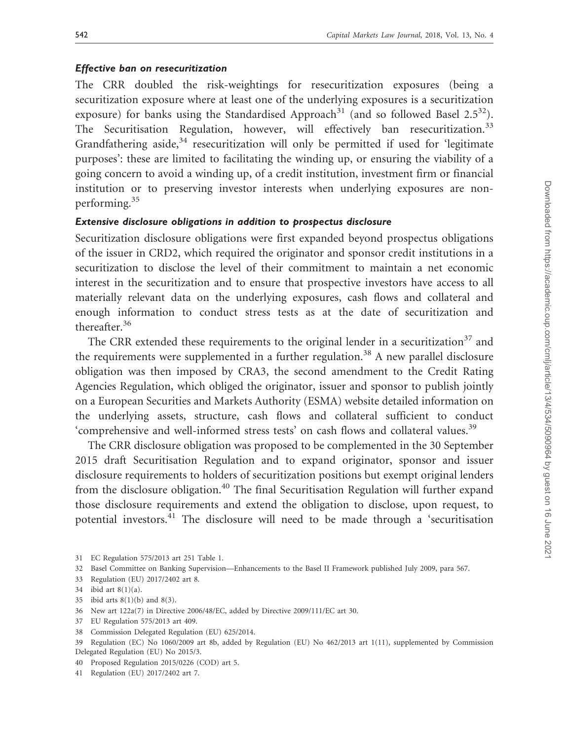#### *Effective ban on resecuritization*

The CRR doubled the risk-weightings for resecuritization exposures (being a securitization exposure where at least one of the underlying exposures is a securitization exposure) for banks using the Standardised Approach[31] (and so followed Basel 2.5[32]). The Securitisation Regulation, however, will effectively ban resecuritization.[33] Grandfathering aside,[34] resecuritization will only be permitted if used for 'legitimate purposes': these are limited to facilitating the winding up, or ensuring the viability of a going concern to avoid a winding up, of a credit institution, investment firm or financial institution or to preserving investor interests when underlying exposures are non-performing.[35]

#### *Extensive disclosure obligations in addition to prospectus disclosure*

Securitization disclosure obligations were first expanded beyond prospectus obligations of the issuer in CRD2, which required the originator and sponsor credit institutions in a securitization to disclose the level of their commitment to maintain a net economic interest in the securitization and to ensure that prospective investors have access to all materially relevant data on the underlying exposures, cash flows and collateral and enough information to conduct stress tests as at the date of securitization and thereafter.[36]

The CRR extended these requirements to the original lender in a securitization[37] and the requirements were supplemented in a further regulation.[38] A new parallel disclosure obligation was then imposed by CRA3, the second amendment to the Credit Rating Agencies Regulation, which obliged the originator, issuer and sponsor to publish jointly on a European Securities and Markets Authority (ESMA) website detailed information on the underlying assets, structure, cash flows and collateral sufficient to conduct 'comprehensive and well-informed stress tests' on cash flows and collateral values.[39]

The CRR disclosure obligation was proposed to be complemented in the 30 September 2015 draft Securitisation Regulation and to expand originator, sponsor and issuer disclosure requirements to holders of securitization positions but exempt original lenders from the disclosure obligation.[40] The final Securitisation Regulation will further expand those disclosure requirements and extend the obligation to disclose, upon request, to potential investors.[41] The disclosure will need to be made through a 'securitisation

31 EC Regulation 575/2013 art 251 Table 1.

32 Basel Committee on Banking Supervision—Enhancements to the Basel II Framework published July 2009, para 567.

33 Regulation (EU) 2017/2402 art 8.

34 ibid art 8(1)(a).

35 ibid arts 8(1)(b) and 8(3).

36 New art 122a(7) in Directive 2006/48/EC, added by Directive 2009/111/EC art 30.

37 EU Regulation 575/2013 art 409.

38 Commission Delegated Regulation (EU) 625/2014.

39 Regulation (EC) No 1060/2009 art 8b, added by Regulation (EU) No 462/2013 art 1(11), supplemented by Commission Delegated Regulation (EU) No 2015/3.

40 Proposed Regulation 2015/0226 (COD) art 5.

41 Regulation (EU) 2017/2402 art 7.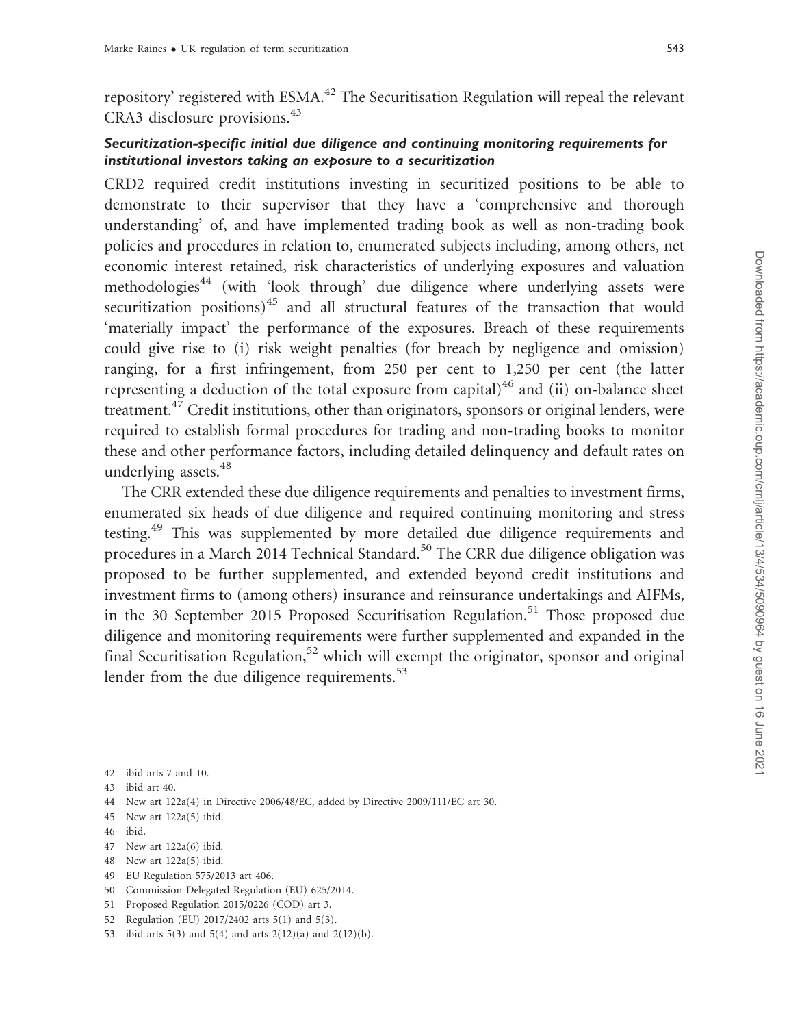repository' registered with ESMA.[42] The Securitisation Regulation will repeal the relevant CRA3 disclosure provisions.[43]

### *Securitization-specific initial due diligence and continuing monitoring requirements for institutional investors taking an exposure to a securitization*

CRD2 required credit institutions investing in securitized positions to be able to demonstrate to their supervisor that they have a 'comprehensive and thorough understanding' of, and have implemented trading book as well as non-trading book policies and procedures in relation to, enumerated subjects including, among others, net economic interest retained, risk characteristics of underlying exposures and valuation methodologies[44] (with 'look through' due diligence where underlying assets were securitization positions)[45] and all structural features of the transaction that would 'materially impact' the performance of the exposures. Breach of these requirements could give rise to (i) risk weight penalties (for breach by negligence and omission) ranging, for a first infringement, from 250 per cent to 1,250 per cent (the latter representing a deduction of the total exposure from capital)[46] and (ii) on-balance sheet treatment.[47] Credit institutions, other than originators, sponsors or original lenders, were required to establish formal procedures for trading and non-trading books to monitor these and other performance factors, including detailed delinquency and default rates on underlying assets.[48]

The CRR extended these due diligence requirements and penalties to investment firms, enumerated six heads of due diligence and required continuing monitoring and stress testing.[49] This was supplemented by more detailed due diligence requirements and procedures in a March 2014 Technical Standard.[50] The CRR due diligence obligation was proposed to be further supplemented, and extended beyond credit institutions and investment firms to (among others) insurance and reinsurance undertakings and AIFMs, in the 30 September 2015 Proposed Securitisation Regulation.[51] Those proposed due diligence and monitoring requirements were further supplemented and expanded in the final Securitisation Regulation,[52] which will exempt the originator, sponsor and original lender from the due diligence requirements.[53]

42 ibid arts 7 and 10.

43 ibid art 40.

44 New art 122a(4) in Directive 2006/48/EC, added by Directive 2009/111/EC art 30.

45 New art 122a(5) ibid.

46 ibid.

47 New art 122a(6) ibid.

48 New art 122a(5) ibid.

49 EU Regulation 575/2013 art 406.

50 Commission Delegated Regulation (EU) 625/2014.

51 Proposed Regulation 2015/0226 (COD) art 3.

52 Regulation (EU) 2017/2402 arts 5(1) and 5(3).

53 ibid arts 5(3) and 5(4) and arts 2(12)(a) and 2(12)(b).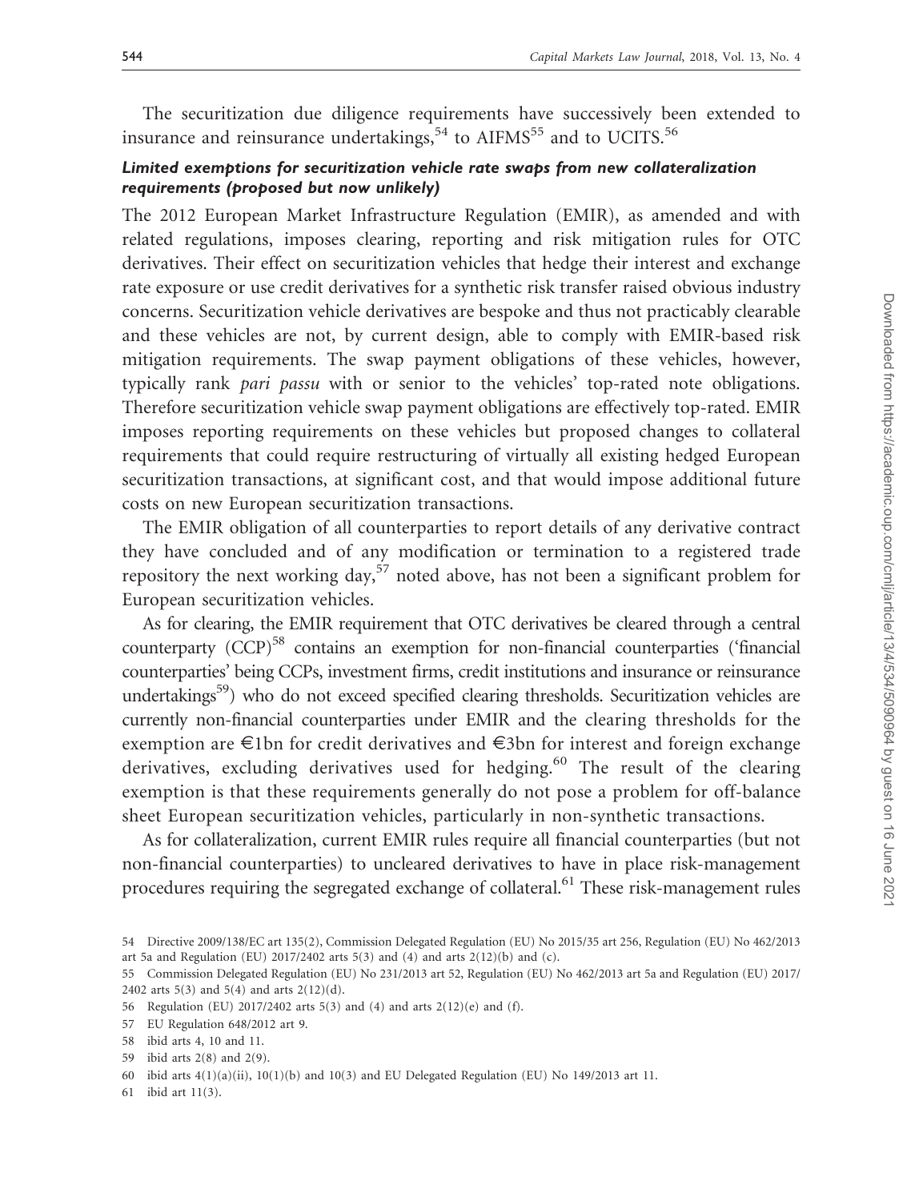The securitization due diligence requirements have successively been extended to insurance and reinsurance undertakings,[54] to AIFMS[55] and to UCITS.[56]

### *Limited exemptions for securitization vehicle rate swaps from new collateralization requirements (proposed but now unlikely)*

The 2012 European Market Infrastructure Regulation (EMIR), as amended and with related regulations, imposes clearing, reporting and risk mitigation rules for OTC derivatives. Their effect on securitization vehicles that hedge their interest and exchange rate exposure or use credit derivatives for a synthetic risk transfer raised obvious industry concerns. Securitization vehicle derivatives are bespoke and thus not practicably clearable and these vehicles are not, by current design, able to comply with EMIR-based risk mitigation requirements. The swap payment obligations of these vehicles, however, typically rank *pari passu* with or senior to the vehicles' top-rated note obligations. Therefore securitization vehicle swap payment obligations are effectively top-rated. EMIR imposes reporting requirements on these vehicles but proposed changes to collateral requirements that could require restructuring of virtually all existing hedged European securitization transactions, at significant cost, and that would impose additional future costs on new European securitization transactions.

The EMIR obligation of all counterparties to report details of any derivative contract they have concluded and of any modification or termination to a registered trade repository the next working day,[57] noted above, has not been a significant problem for European securitization vehicles.

As for clearing, the EMIR requirement that OTC derivatives be cleared through a central counterparty (CCP)[58] contains an exemption for non-financial counterparties ('financial counterparties' being CCPs, investment firms, credit institutions and insurance or reinsurance undertakings[59]) who do not exceed specified clearing thresholds. Securitization vehicles are currently non-financial counterparties under EMIR and the clearing thresholds for the exemption are €1bn for credit derivatives and €3bn for interest and foreign exchange derivatives, excluding derivatives used for hedging.[60] The result of the clearing exemption is that these requirements generally do not pose a problem for off-balance sheet European securitization vehicles, particularly in non-synthetic transactions.

As for collateralization, current EMIR rules require all financial counterparties (but not non-financial counterparties) to uncleared derivatives to have in place risk-management procedures requiring the segregated exchange of collateral.[61] These risk-management rules

---

54 Directive 2009/138/EC art 135(2), Commission Delegated Regulation (EU) No 2015/35 art 256, Regulation (EU) No 462/2013 art 5a and Regulation (EU) 2017/2402 arts 5(3) and (4) and arts 2(12)(b) and (c).

55 Commission Delegated Regulation (EU) No 231/2013 art 52, Regulation (EU) No 462/2013 art 5a and Regulation (EU) 2017/2402 arts 5(3) and 5(4) and arts 2(12)(d).

56 Regulation (EU) 2017/2402 arts 5(3) and (4) and arts 2(12)(e) and (f).

57 EU Regulation 648/2012 art 9.

58 ibid arts 4, 10 and 11.

59 ibid arts 2(8) and 2(9).

60 ibid arts 4(1)(a)(ii), 10(1)(b) and 10(3) and EU Delegated Regulation (EU) No 149/2013 art 11.

61 ibid art 11(3).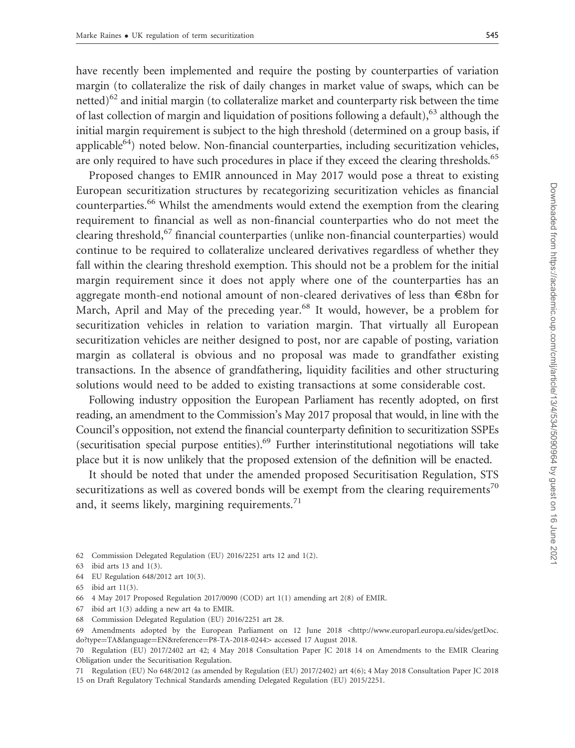have recently been implemented and require the posting by counterparties of variation margin (to collateralize the risk of daily changes in market value of swaps, which can be netted)[62] and initial margin (to collateralize market and counterparty risk between the time of last collection of margin and liquidation of positions following a default),[63] although the initial margin requirement is subject to the high threshold (determined on a group basis, if applicable[64]) noted below. Non-financial counterparties, including securitization vehicles, are only required to have such procedures in place if they exceed the clearing thresholds.[65]

Proposed changes to EMIR announced in May 2017 would pose a threat to existing European securitization structures by recategorizing securitization vehicles as financial counterparties.[66] Whilst the amendments would extend the exemption from the clearing requirement to financial as well as non-financial counterparties who do not meet the clearing threshold,[67] financial counterparties (unlike non-financial counterparties) would continue to be required to collateralize uncleared derivatives regardless of whether they fall within the clearing threshold exemption. This should not be a problem for the initial margin requirement since it does not apply where one of the counterparties has an aggregate month-end notional amount of non-cleared derivatives of less than €8bn for March, April and May of the preceding year.[68] It would, however, be a problem for securitization vehicles in relation to variation margin. That virtually all European securitization vehicles are neither designed to post, nor are capable of posting, variation margin as collateral is obvious and no proposal was made to grandfather existing transactions. In the absence of grandfathering, liquidity facilities and other structuring solutions would need to be added to existing transactions at some considerable cost.

Following industry opposition the European Parliament has recently adopted, on first reading, an amendment to the Commission's May 2017 proposal that would, in line with the Council's opposition, not extend the financial counterparty definition to securitization SSPEs (securitisation special purpose entities).[69] Further interinstitutional negotiations will take place but it is now unlikely that the proposed extension of the definition will be enacted.

It should be noted that under the amended proposed Securitisation Regulation, STS securitizations as well as covered bonds will be exempt from the clearing requirements[70] and, it seems likely, margining requirements.[71]

62 Commission Delegated Regulation (EU) 2016/2251 arts 12 and 1(2).

63 ibid arts 13 and 1(3).

64 EU Regulation 648/2012 art 10(3).

65 ibid art 11(3).

66 4 May 2017 Proposed Regulation 2017/0090 (COD) art 1(1) amending art 2(8) of EMIR.

67 ibid art 1(3) adding a new art 4a to EMIR.

68 Commission Delegated Regulation (EU) 2016/2251 art 28.

69 Amendments adopted by the European Parliament on 12 June 2018 <http://www.europarl.europa.eu/sides/getDoc.do?type=TA&language=EN&reference=P8-TA-2018-0244> accessed 17 August 2018.

70 Regulation (EU) 2017/2402 art 42; 4 May 2018 Consultation Paper JC 2018 14 on Amendments to the EMIR Clearing Obligation under the Securitisation Regulation.

71 Regulation (EU) No 648/2012 (as amended by Regulation (EU) 2017/2402) art 4(6); 4 May 2018 Consultation Paper JC 2018 15 on Draft Regulatory Technical Standards amending Delegated Regulation (EU) 2015/2251.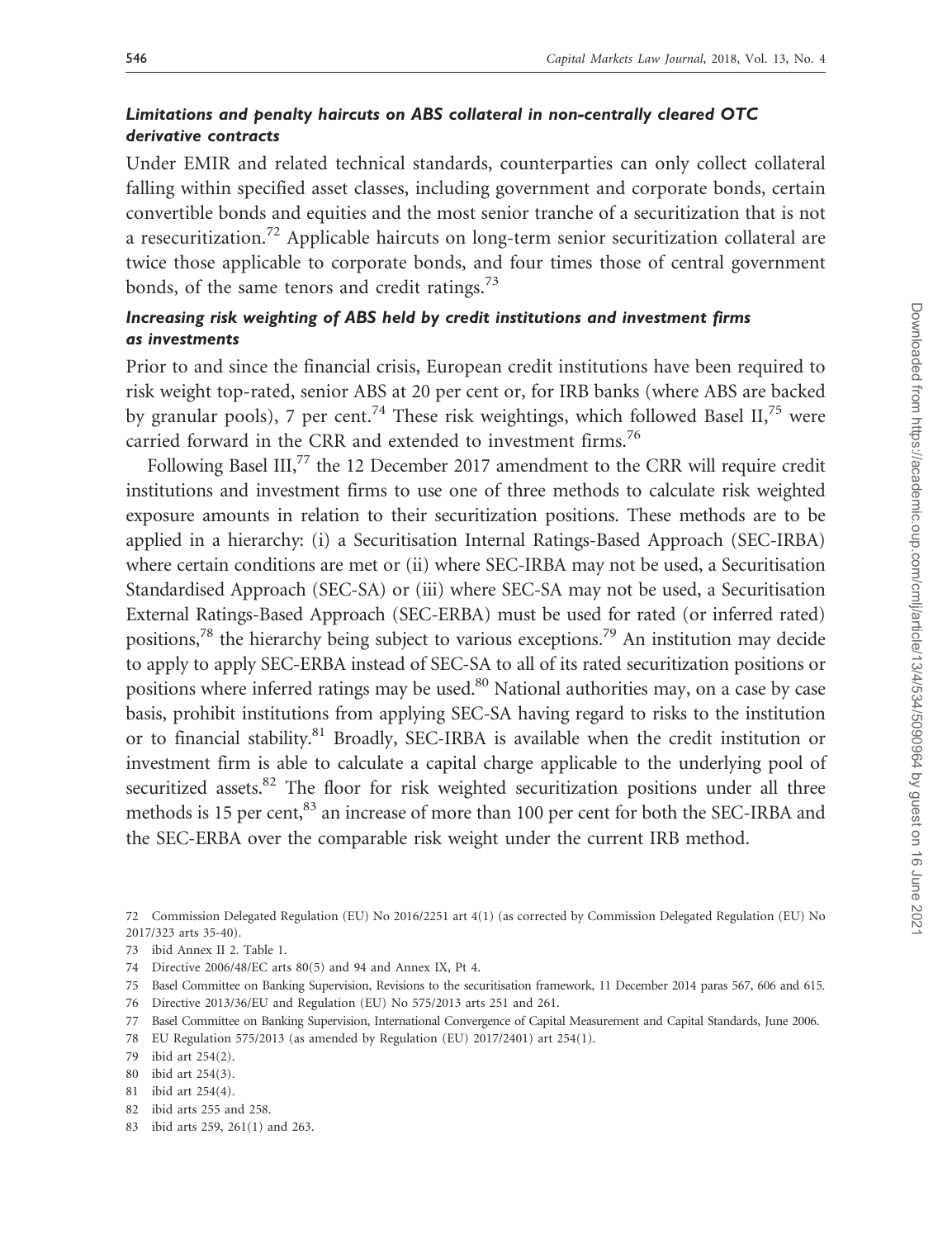### *Limitations and penalty haircuts on ABS collateral in non-centrally cleared OTC derivative contracts*

Under EMIR and related technical standards, counterparties can only collect collateral falling within specified asset classes, including government and corporate bonds, certain convertible bonds and equities and the most senior tranche of a securitization that is not a resecuritization.[72] Applicable haircuts on long-term senior securitization collateral are twice those applicable to corporate bonds, and four times those of central government bonds, of the same tenors and credit ratings.[73]

### *Increasing risk weighting of ABS held by credit institutions and investment firms as investments*

Prior to and since the financial crisis, European credit institutions have been required to risk weight top-rated, senior ABS at 20 per cent or, for IRB banks (where ABS are backed by granular pools), 7 per cent.[74] These risk weightings, which followed Basel II,[75] were carried forward in the CRR and extended to investment firms.[76]

Following Basel III,[77] the 12 December 2017 amendment to the CRR will require credit institutions and investment firms to use one of three methods to calculate risk weighted exposure amounts in relation to their securitization positions. These methods are to be applied in a hierarchy: (i) a Securitisation Internal Ratings-Based Approach (SEC-IRBA) where certain conditions are met or (ii) where SEC-IRBA may not be used, a Securitisation Standardised Approach (SEC-SA) or (iii) where SEC-SA may not be used, a Securitisation External Ratings-Based Approach (SEC-ERBA) must be used for rated (or inferred rated) positions,[78] the hierarchy being subject to various exceptions.[79] An institution may decide to apply to apply SEC-ERBA instead of SEC-SA to all of its rated securitization positions or positions where inferred ratings may be used.[80] National authorities may, on a case by case basis, prohibit institutions from applying SEC-SA having regard to risks to the institution or to financial stability.[81] Broadly, SEC-IRBA is available when the credit institution or investment firm is able to calculate a capital charge applicable to the underlying pool of securitized assets.[82] The floor for risk weighted securitization positions under all three methods is 15 per cent,[83] an increase of more than 100 per cent for both the SEC-IRBA and the SEC-ERBA over the comparable risk weight under the current IRB method.

---

72 Commission Delegated Regulation (EU) No 2016/2251 art 4(1) (as corrected by Commission Delegated Regulation (EU) No 2017/323 arts 35-40).

73 ibid Annex II 2. Table 1.

74 Directive 2006/48/EC arts 80(5) and 94 and Annex IX, Pt 4.

75 Basel Committee on Banking Supervision, Revisions to the securitisation framework, 11 December 2014 paras 567, 606 and 615.

76 Directive 2013/36/EU and Regulation (EU) No 575/2013 arts 251 and 261.

77 Basel Committee on Banking Supervision, International Convergence of Capital Measurement and Capital Standards, June 2006.

78 EU Regulation 575/2013 (as amended by Regulation (EU) 2017/2401) art 254(1).

79 ibid art 254(2).

80 ibid art 254(3).

81 ibid art 254(4).

82 ibid arts 255 and 258.

83 ibid arts 259, 261(1) and 263.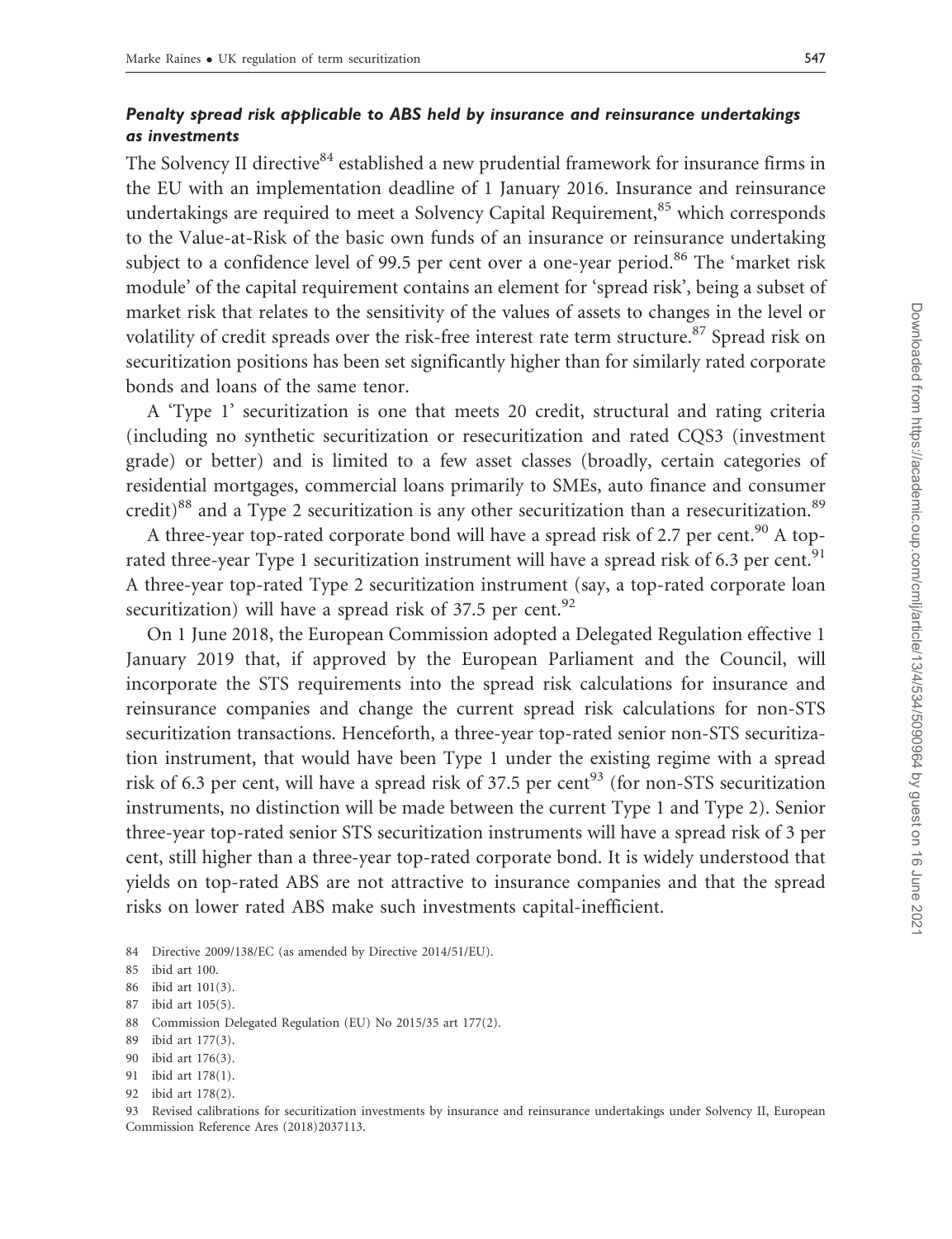### *Penalty spread risk applicable to ABS held by insurance and reinsurance undertakings as investments*

The Solvency II directive[84] established a new prudential framework for insurance firms in the EU with an implementation deadline of 1 January 2016. Insurance and reinsurance undertakings are required to meet a Solvency Capital Requirement,[85] which corresponds to the Value-at-Risk of the basic own funds of an insurance or reinsurance undertaking subject to a confidence level of 99.5 per cent over a one-year period.[86] The 'market risk module' of the capital requirement contains an element for 'spread risk', being a subset of market risk that relates to the sensitivity of the values of assets to changes in the level or volatility of credit spreads over the risk-free interest rate term structure.[87] Spread risk on securitization positions has been set significantly higher than for similarly rated corporate bonds and loans of the same tenor.

A 'Type 1' securitization is one that meets 20 credit, structural and rating criteria (including no synthetic securitization or resecuritization and rated CQS3 (investment grade) or better) and is limited to a few asset classes (broadly, certain categories of residential mortgages, commercial loans primarily to SMEs, auto finance and consumer credit)[88] and a Type 2 securitization is any other securitization than a resecuritization.[89]

A three-year top-rated corporate bond will have a spread risk of 2.7 per cent.[90] A top-rated three-year Type 1 securitization instrument will have a spread risk of 6.3 per cent.[91] A three-year top-rated Type 2 securitization instrument (say, a top-rated corporate loan securitization) will have a spread risk of 37.5 per cent.[92]

On 1 June 2018, the European Commission adopted a Delegated Regulation effective 1 January 2019 that, if approved by the European Parliament and the Council, will incorporate the STS requirements into the spread risk calculations for insurance and reinsurance companies and change the current spread risk calculations for non-STS securitization transactions. Henceforth, a three-year top-rated senior non-STS securitization instrument, that would have been Type 1 under the existing regime with a spread risk of 6.3 per cent, will have a spread risk of 37.5 per cent[93] (for non-STS securitization instruments, no distinction will be made between the current Type 1 and Type 2). Senior three-year top-rated senior STS securitization instruments will have a spread risk of 3 per cent, still higher than a three-year top-rated corporate bond. It is widely understood that yields on top-rated ABS are not attractive to insurance companies and that the spread risks on lower rated ABS make such investments capital-inefficient.

84 Directive 2009/138/EC (as amended by Directive 2014/51/EU).

85 ibid art 100.

86 ibid art 101(3).

87 ibid art 105(5).

88 Commission Delegated Regulation (EU) No 2015/35 art 177(2).

89 ibid art 177(3).

90 ibid art 176(3).

91 ibid art 178(1).

92 ibid art 178(2).

93 Revised calibrations for securitization investments by insurance and reinsurance undertakings under Solvency II, European Commission Reference Ares (2018)2037113.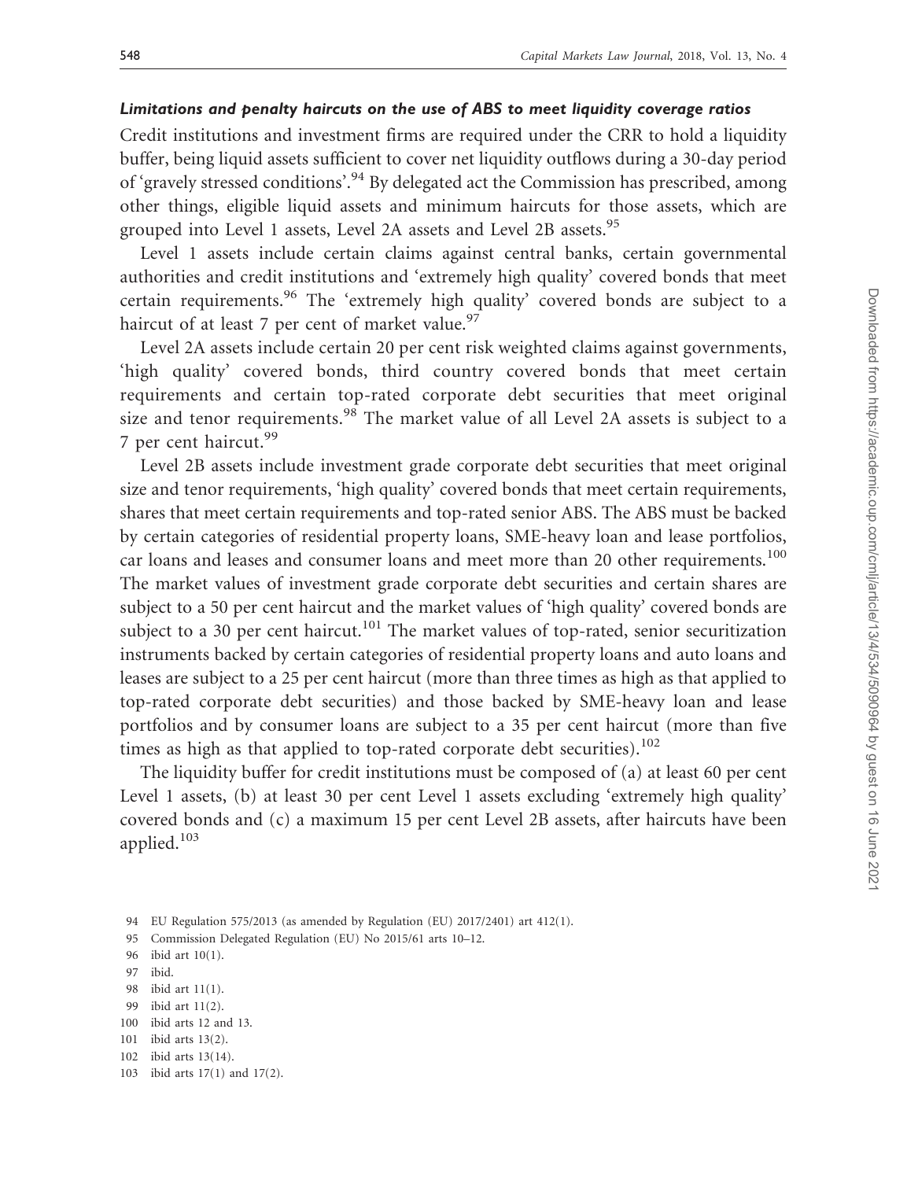#### *Limitations and penalty haircuts on the use of ABS to meet liquidity coverage ratios*

Credit institutions and investment firms are required under the CRR to hold a liquidity buffer, being liquid assets sufficient to cover net liquidity outflows during a 30-day period of 'gravely stressed conditions'.[94] By delegated act the Commission has prescribed, among other things, eligible liquid assets and minimum haircuts for those assets, which are grouped into Level 1 assets, Level 2A assets and Level 2B assets.[95]

Level 1 assets include certain claims against central banks, certain governmental authorities and credit institutions and 'extremely high quality' covered bonds that meet certain requirements.[96] The 'extremely high quality' covered bonds are subject to a haircut of at least 7 per cent of market value.[97]

Level 2A assets include certain 20 per cent risk weighted claims against governments, 'high quality' covered bonds, third country covered bonds that meet certain requirements and certain top-rated corporate debt securities that meet original size and tenor requirements.[98] The market value of all Level 2A assets is subject to a 7 per cent haircut.[99]

Level 2B assets include investment grade corporate debt securities that meet original size and tenor requirements, 'high quality' covered bonds that meet certain requirements, shares that meet certain requirements and top-rated senior ABS. The ABS must be backed by certain categories of residential property loans, SME-heavy loan and lease portfolios, car loans and leases and consumer loans and meet more than 20 other requirements.[100] The market values of investment grade corporate debt securities and certain shares are subject to a 50 per cent haircut and the market values of 'high quality' covered bonds are subject to a 30 per cent haircut.[101] The market values of top-rated, senior securitization instruments backed by certain categories of residential property loans and auto loans and leases are subject to a 25 per cent haircut (more than three times as high as that applied to top-rated corporate debt securities) and those backed by SME-heavy loan and lease portfolios and by consumer loans are subject to a 35 per cent haircut (more than five times as high as that applied to top-rated corporate debt securities).[102]

The liquidity buffer for credit institutions must be composed of (a) at least 60 per cent Level 1 assets, (b) at least 30 per cent Level 1 assets excluding 'extremely high quality' covered bonds and (c) a maximum 15 per cent Level 2B assets, after haircuts have been applied.[103]

---

94 EU Regulation 575/2013 (as amended by Regulation (EU) 2017/2401) art 412(1).

95 Commission Delegated Regulation (EU) No 2015/61 arts 10–12.

96 ibid art 10(1).

97 ibid.

98 ibid art 11(1).

99 ibid art 11(2).

100 ibid arts 12 and 13.

101 ibid arts 13(2).

102 ibid arts 13(14).

103 ibid arts 17(1) and 17(2).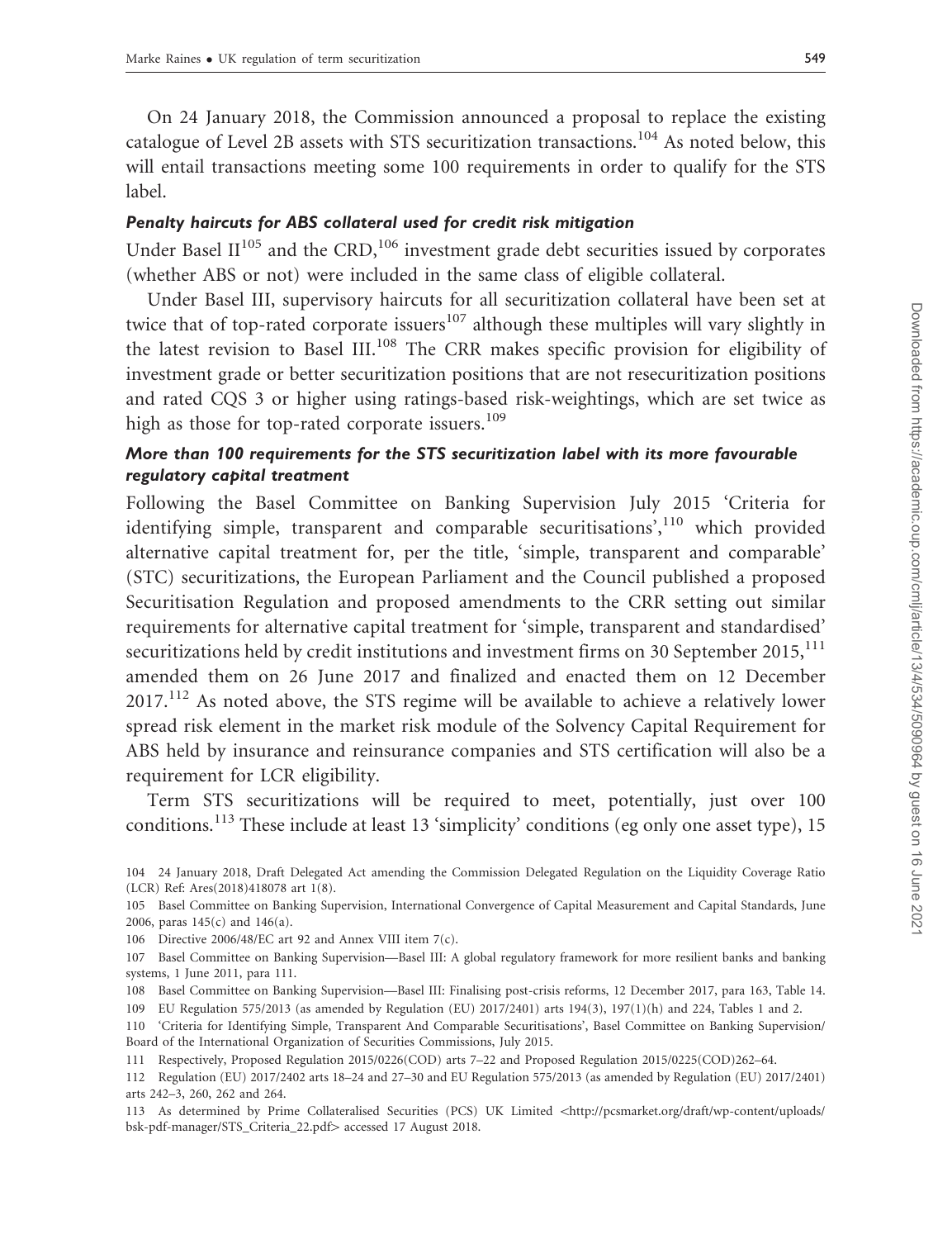On 24 January 2018, the Commission announced a proposal to replace the existing catalogue of Level 2B assets with STS securitization transactions.[104] As noted below, this will entail transactions meeting some 100 requirements in order to qualify for the STS label.

### *Penalty haircuts for ABS collateral used for credit risk mitigation*

Under Basel II[105] and the CRD,[106] investment grade debt securities issued by corporates (whether ABS or not) were included in the same class of eligible collateral.

Under Basel III, supervisory haircuts for all securitization collateral have been set at twice that of top-rated corporate issuers[107] although these multiples will vary slightly in the latest revision to Basel III.[108] The CRR makes specific provision for eligibility of investment grade or better securitization positions that are not resecuritization positions and rated CQS 3 or higher using ratings-based risk-weightings, which are set twice as high as those for top-rated corporate issuers.[109]

### *More than 100 requirements for the STS securitization label with its more favourable regulatory capital treatment*

Following the Basel Committee on Banking Supervision July 2015 'Criteria for identifying simple, transparent and comparable securitisations',[110] which provided alternative capital treatment for, per the title, 'simple, transparent and comparable' (STC) securitizations, the European Parliament and the Council published a proposed Securitisation Regulation and proposed amendments to the CRR setting out similar requirements for alternative capital treatment for 'simple, transparent and standardised' securitizations held by credit institutions and investment firms on 30 September 2015,[111] amended them on 26 June 2017 and finalized and enacted them on 12 December 2017.[112] As noted above, the STS regime will be available to achieve a relatively lower spread risk element in the market risk module of the Solvency Capital Requirement for ABS held by insurance and reinsurance companies and STS certification will also be a requirement for LCR eligibility.

Term STS securitizations will be required to meet, potentially, just over 100 conditions.[113] These include at least 13 'simplicity' conditions (eg only one asset type), 15

---

104 24 January 2018, Draft Delegated Act amending the Commission Delegated Regulation on the Liquidity Coverage Ratio (LCR) Ref: Ares(2018)418078 art 1(8).

105 Basel Committee on Banking Supervision, International Convergence of Capital Measurement and Capital Standards, June 2006, paras 145(c) and 146(a).

106 Directive 2006/48/EC art 92 and Annex VIII item 7(c).

107 Basel Committee on Banking Supervision—Basel III: A global regulatory framework for more resilient banks and banking systems, 1 June 2011, para 111.

108 Basel Committee on Banking Supervision—Basel III: Finalising post-crisis reforms, 12 December 2017, para 163, Table 14.

109 EU Regulation 575/2013 (as amended by Regulation (EU) 2017/2401) arts 194(3), 197(1)(h) and 224, Tables 1 and 2.

110 'Criteria for Identifying Simple, Transparent And Comparable Securitisations', Basel Committee on Banking Supervision/ Board of the International Organization of Securities Commissions, July 2015.

111 Respectively, Proposed Regulation 2015/0226(COD) arts 7–22 and Proposed Regulation 2015/0225(COD)262–64.

112 Regulation (EU) 2017/2402 arts 18–24 and 27–30 and EU Regulation 575/2013 (as amended by Regulation (EU) 2017/2401) arts 242–3, 260, 262 and 264.

113 As determined by Prime Collateralised Securities (PCS) UK Limited <http://pcsmarket.org/draft/wp-content/uploads/bsk-pdf-manager/STS_Criteria_22.pdf> accessed 17 August 2018.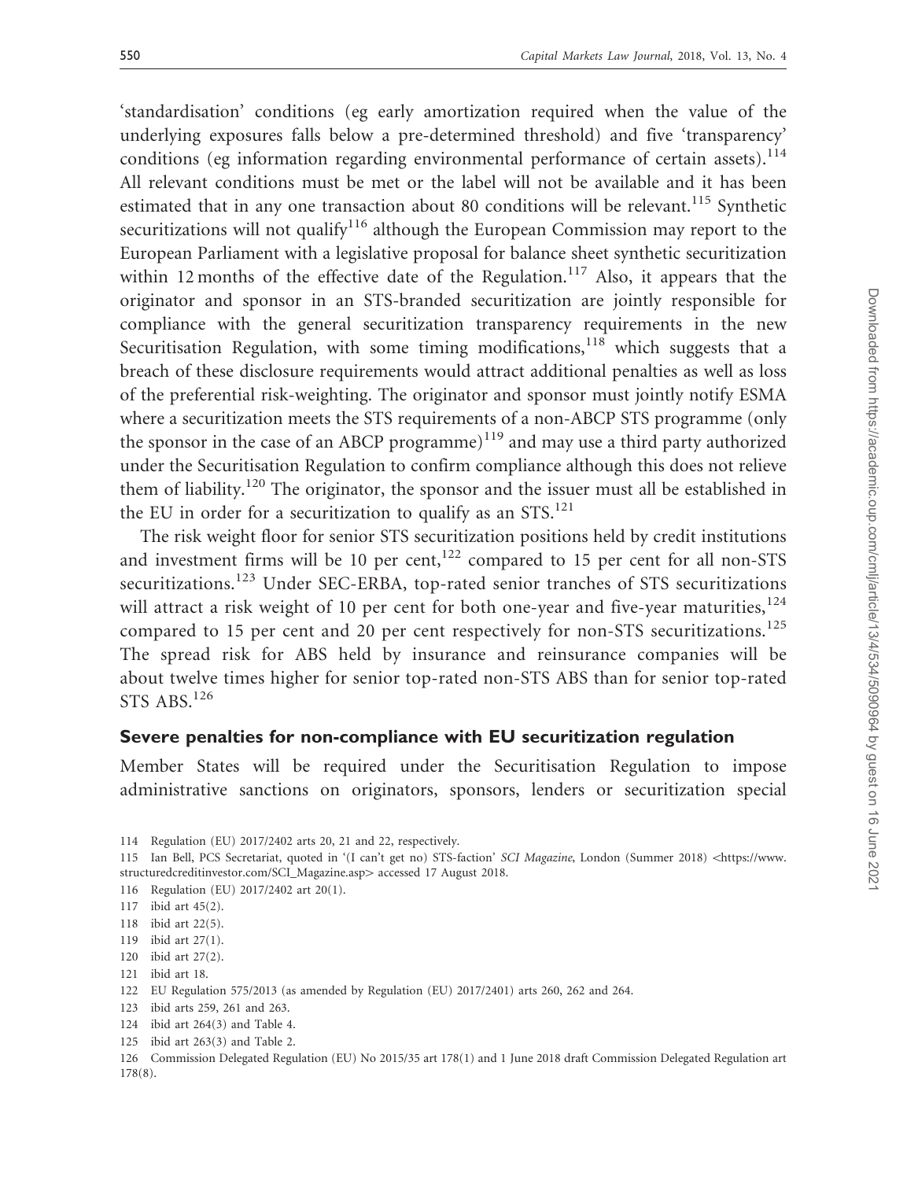'standardisation' conditions (eg early amortization required when the value of the underlying exposures falls below a pre-determined threshold) and five 'transparency' conditions (eg information regarding environmental performance of certain assets).[114] All relevant conditions must be met or the label will not be available and it has been estimated that in any one transaction about 80 conditions will be relevant.[115] Synthetic securitizations will not qualify[116] although the European Commission may report to the European Parliament with a legislative proposal for balance sheet synthetic securitization within 12 months of the effective date of the Regulation.[117] Also, it appears that the originator and sponsor in an STS-branded securitization are jointly responsible for compliance with the general securitization transparency requirements in the new Securitisation Regulation, with some timing modifications,[118] which suggests that a breach of these disclosure requirements would attract additional penalties as well as loss of the preferential risk-weighting. The originator and sponsor must jointly notify ESMA where a securitization meets the STS requirements of a non-ABCP STS programme (only the sponsor in the case of an ABCP programme)[119] and may use a third party authorized under the Securitisation Regulation to confirm compliance although this does not relieve them of liability.[120] The originator, the sponsor and the issuer must all be established in the EU in order for a securitization to qualify as an STS.[121]

The risk weight floor for senior STS securitization positions held by credit institutions and investment firms will be 10 per cent,[122] compared to 15 per cent for all non-STS securitizations.[123] Under SEC-ERBA, top-rated senior tranches of STS securitizations will attract a risk weight of 10 per cent for both one-year and five-year maturities,[124] compared to 15 per cent and 20 per cent respectively for non-STS securitizations.[125] The spread risk for ABS held by insurance and reinsurance companies will be about twelve times higher for senior top-rated non-STS ABS than for senior top-rated STS ABS.[126]

## Severe penalties for non-compliance with EU securitization regulation

Member States will be required under the Securitisation Regulation to impose administrative sanctions on originators, sponsors, lenders or securitization special

114 Regulation (EU) 2017/2402 arts 20, 21 and 22, respectively.

115 Ian Bell, PCS Secretariat, quoted in '(I can't get no) STS-faction' *SCI Magazine*, London (Summer 2018) <https://www.structuredcreditinvestor.com/SCI_Magazine.asp> accessed 17 August 2018.

116 Regulation (EU) 2017/2402 art 20(1).

117 ibid art 45(2).

118 ibid art 22(5).

119 ibid art 27(1).

120 ibid art 27(2).

121 ibid art 18.

122 EU Regulation 575/2013 (as amended by Regulation (EU) 2017/2401) arts 260, 262 and 264.

123 ibid arts 259, 261 and 263.

124 ibid art 264(3) and Table 4.

125 ibid art 263(3) and Table 2.

126 Commission Delegated Regulation (EU) No 2015/35 art 178(1) and 1 June 2018 draft Commission Delegated Regulation art 178(8).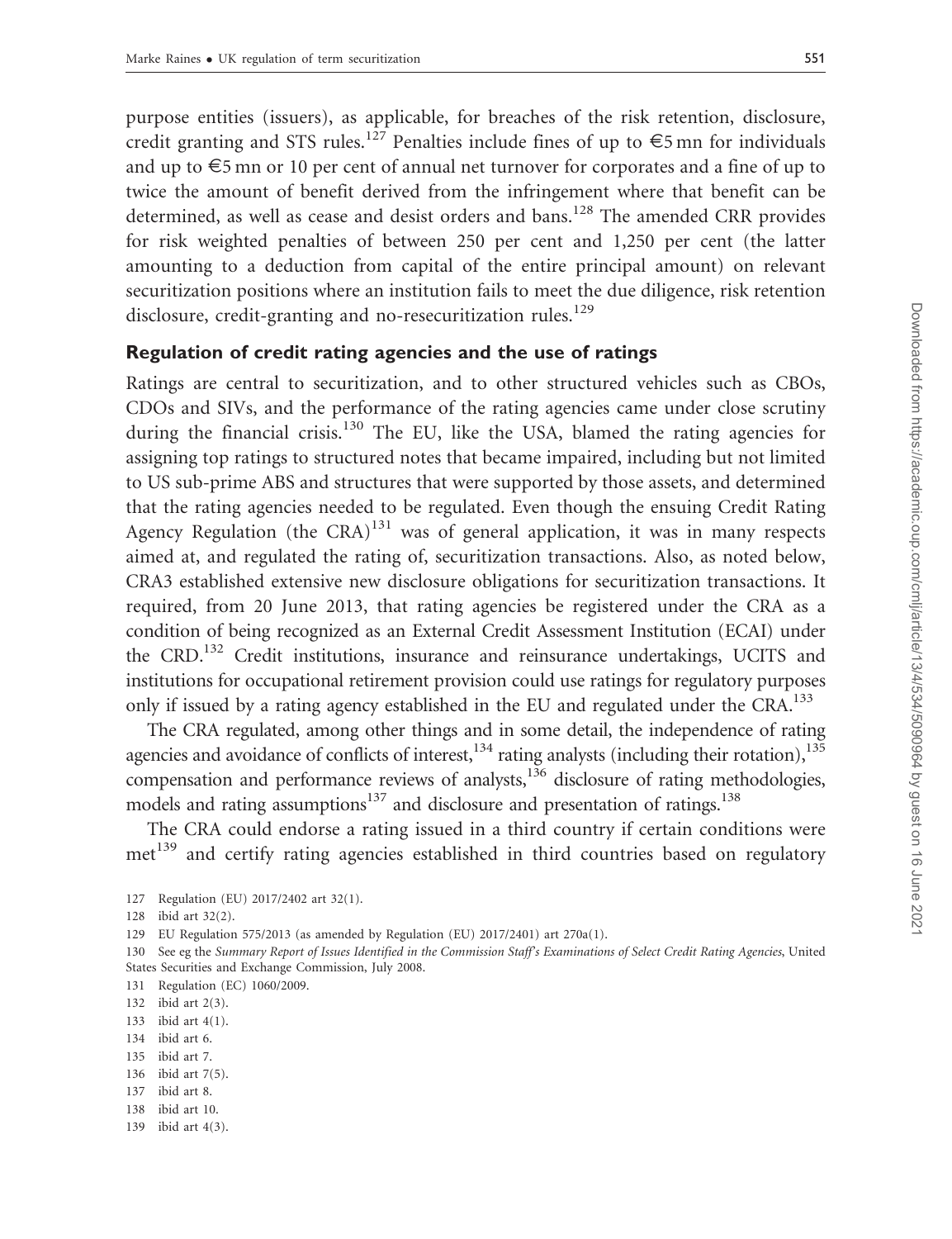purpose entities (issuers), as applicable, for breaches of the risk retention, disclosure, credit granting and STS rules.[127] Penalties include fines of up to €5 mn for individuals and up to €5 mn or 10 per cent of annual net turnover for corporates and a fine of up to twice the amount of benefit derived from the infringement where that benefit can be determined, as well as cease and desist orders and bans.[128] The amended CRR provides for risk weighted penalties of between 250 per cent and 1,250 per cent (the latter amounting to a deduction from capital of the entire principal amount) on relevant securitization positions where an institution fails to meet the due diligence, risk retention disclosure, credit-granting and no-resecuritization rules.[129]

### Regulation of credit rating agencies and the use of ratings

Ratings are central to securitization, and to other structured vehicles such as CBOs, CDOs and SIVs, and the performance of the rating agencies came under close scrutiny during the financial crisis.[130] The EU, like the USA, blamed the rating agencies for assigning top ratings to structured notes that became impaired, including but not limited to US sub-prime ABS and structures that were supported by those assets, and determined that the rating agencies needed to be regulated. Even though the ensuing Credit Rating Agency Regulation (the CRA)[131] was of general application, it was in many respects aimed at, and regulated the rating of, securitization transactions. Also, as noted below, CRA3 established extensive new disclosure obligations for securitization transactions. It required, from 20 June 2013, that rating agencies be registered under the CRA as a condition of being recognized as an External Credit Assessment Institution (ECAI) under the CRD.[132] Credit institutions, insurance and reinsurance undertakings, UCITS and institutions for occupational retirement provision could use ratings for regulatory purposes only if issued by a rating agency established in the EU and regulated under the CRA.[133]

The CRA regulated, among other things and in some detail, the independence of rating agencies and avoidance of conflicts of interest,[134] rating analysts (including their rotation),[135] compensation and performance reviews of analysts,[136] disclosure of rating methodologies, models and rating assumptions[137] and disclosure and presentation of ratings.[138]

The CRA could endorse a rating issued in a third country if certain conditions were met[139] and certify rating agencies established in third countries based on regulatory

127 Regulation (EU) 2017/2402 art 32(1).

128 ibid art 32(2).

129 EU Regulation 575/2013 (as amended by Regulation (EU) 2017/2401) art 270a(1).

130 See eg the *Summary Report of Issues Identified in the Commission Staff's Examinations of Select Credit Rating Agencies*, United States Securities and Exchange Commission, July 2008.

131 Regulation (EC) 1060/2009.

132 ibid art 2(3).

133 ibid art 4(1).

134 ibid art 6.

135 ibid art 7.

136 ibid art 7(5).

137 ibid art 8.

138 ibid art 10.

139 ibid art 4(3).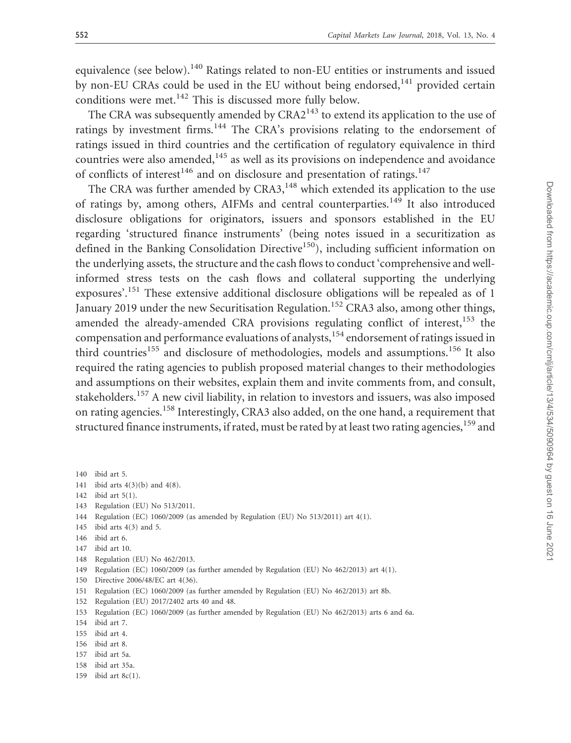equivalence (see below).[140] Ratings related to non-EU entities or instruments and issued by non-EU CRAs could be used in the EU without being endorsed,[141] provided certain conditions were met.[142] This is discussed more fully below.

The CRA was subsequently amended by CRA2[143] to extend its application to the use of ratings by investment firms.[144] The CRA's provisions relating to the endorsement of ratings issued in third countries and the certification of regulatory equivalence in third countries were also amended,[145] as well as its provisions on independence and avoidance of conflicts of interest[146] and on disclosure and presentation of ratings.[147]

The CRA was further amended by CRA3,[148] which extended its application to the use of ratings by, among others, AIFMs and central counterparties.[149] It also introduced disclosure obligations for originators, issuers and sponsors established in the EU regarding 'structured finance instruments' (being notes issued in a securitization as defined in the Banking Consolidation Directive[150]), including sufficient information on the underlying assets, the structure and the cash flows to conduct 'comprehensive and well-informed stress tests on the cash flows and collateral supporting the underlying exposures'.[151] These extensive additional disclosure obligations will be repealed as of 1 January 2019 under the new Securitisation Regulation.[152] CRA3 also, among other things, amended the already-amended CRA provisions regulating conflict of interest,[153] the compensation and performance evaluations of analysts,[154] endorsement of ratings issued in third countries[155] and disclosure of methodologies, models and assumptions.[156] It also required the rating agencies to publish proposed material changes to their methodologies and assumptions on their websites, explain them and invite comments from, and consult, stakeholders.[157] A new civil liability, in relation to investors and issuers, was also imposed on rating agencies.[158] Interestingly, CRA3 also added, on the one hand, a requirement that structured finance instruments, if rated, must be rated by at least two rating agencies,[159] and

140 ibid art 5.
141 ibid arts 4(3)(b) and 4(8).
142 ibid art 5(1).
143 Regulation (EU) No 513/2011.
144 Regulation (EC) 1060/2009 (as amended by Regulation (EU) No 513/2011) art 4(1).
145 ibid arts 4(3) and 5.
146 ibid art 6.
147 ibid art 10.
148 Regulation (EU) No 462/2013.
149 Regulation (EC) 1060/2009 (as further amended by Regulation (EU) No 462/2013) art 4(1).
150 Directive 2006/48/EC art 4(36).
151 Regulation (EC) 1060/2009 (as further amended by Regulation (EU) No 462/2013) art 8b.
152 Regulation (EU) 2017/2402 arts 40 and 48.
153 Regulation (EC) 1060/2009 (as further amended by Regulation (EU) No 462/2013) arts 6 and 6a.
154 ibid art 7.
155 ibid art 4.
156 ibid art 8.
157 ibid art 5a.
158 ibid art 35a.
159 ibid art 8c(1).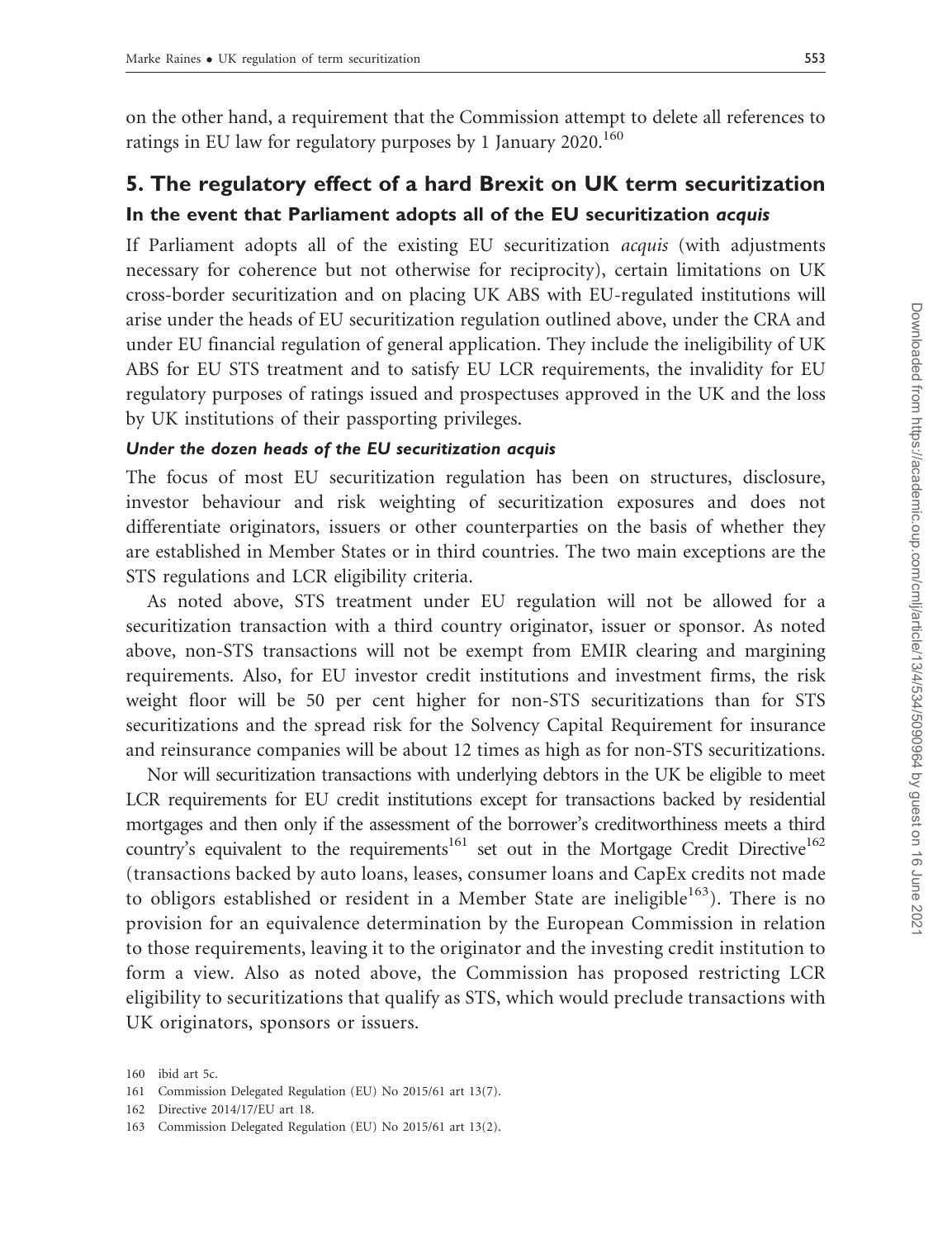on the other hand, a requirement that the Commission attempt to delete all references to ratings in EU law for regulatory purposes by 1 January 2020.[160]

## 5. The regulatory effect of a hard Brexit on UK term securitization

### In the event that Parliament adopts all of the EU securitization *acquis*

If Parliament adopts all of the existing EU securitization *acquis* (with adjustments necessary for coherence but not otherwise for reciprocity), certain limitations on UK cross-border securitization and on placing UK ABS with EU-regulated institutions will arise under the heads of EU securitization regulation outlined above, under the CRA and under EU financial regulation of general application. They include the ineligibility of UK ABS for EU STS treatment and to satisfy EU LCR requirements, the invalidity for EU regulatory purposes of ratings issued and prospectuses approved in the UK and the loss by UK institutions of their passporting privileges.

#### *Under the dozen heads of the EU securitization acquis*

The focus of most EU securitization regulation has been on structures, disclosure, investor behaviour and risk weighting of securitization exposures and does not differentiate originators, issuers or other counterparties on the basis of whether they are established in Member States or in third countries. The two main exceptions are the STS regulations and LCR eligibility criteria.

As noted above, STS treatment under EU regulation will not be allowed for a securitization transaction with a third country originator, issuer or sponsor. As noted above, non-STS transactions will not be exempt from EMIR clearing and margining requirements. Also, for EU investor credit institutions and investment firms, the risk weight floor will be 50 per cent higher for non-STS securitizations than for STS securitizations and the spread risk for the Solvency Capital Requirement for insurance and reinsurance companies will be about 12 times as high as for non-STS securitizations.

Nor will securitization transactions with underlying debtors in the UK be eligible to meet LCR requirements for EU credit institutions except for transactions backed by residential mortgages and then only if the assessment of the borrower's creditworthiness meets a third country's equivalent to the requirements[161] set out in the Mortgage Credit Directive[162] (transactions backed by auto loans, leases, consumer loans and CapEx credits not made to obligors established or resident in a Member State are ineligible[163]). There is no provision for an equivalence determination by the European Commission in relation to those requirements, leaving it to the originator and the investing credit institution to form a view. Also as noted above, the Commission has proposed restricting LCR eligibility to securitizations that qualify as STS, which would preclude transactions with UK originators, sponsors or issuers.

160 ibid art 5c.

161 Commission Delegated Regulation (EU) No 2015/61 art 13(7).

162 Directive 2014/17/EU art 18.

163 Commission Delegated Regulation (EU) No 2015/61 art 13(2).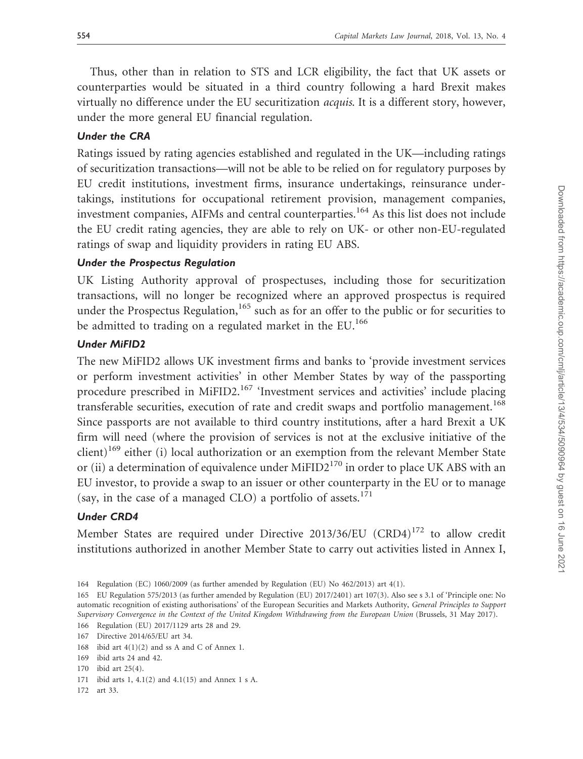Thus, other than in relation to STS and LCR eligibility, the fact that UK assets or counterparties would be situated in a third country following a hard Brexit makes virtually no difference under the EU securitization *acquis*. It is a different story, however, under the more general EU financial regulation.

### *Under the CRA*

Ratings issued by rating agencies established and regulated in the UK—including ratings of securitization transactions—will not be able to be relied on for regulatory purposes by EU credit institutions, investment firms, insurance undertakings, reinsurance undertakings, institutions for occupational retirement provision, management companies, investment companies, AIFMs and central counterparties.[164] As this list does not include the EU credit rating agencies, they are able to rely on UK- or other non-EU-regulated ratings of swap and liquidity providers in rating EU ABS.

### *Under the Prospectus Regulation*

UK Listing Authority approval of prospectuses, including those for securitization transactions, will no longer be recognized where an approved prospectus is required under the Prospectus Regulation,[165] such as for an offer to the public or for securities to be admitted to trading on a regulated market in the EU.[166]

### *Under MiFID2*

The new MiFID2 allows UK investment firms and banks to 'provide investment services or perform investment activities' in other Member States by way of the passporting procedure prescribed in MiFID2.[167] 'Investment services and activities' include placing transferable securities, execution of rate and credit swaps and portfolio management.[168] Since passports are not available to third country institutions, after a hard Brexit a UK firm will need (where the provision of services is not at the exclusive initiative of the client)[169] either (i) local authorization or an exemption from the relevant Member State or (ii) a determination of equivalence under MiFID2[170] in order to place UK ABS with an EU investor, to provide a swap to an issuer or other counterparty in the EU or to manage (say, in the case of a managed CLO) a portfolio of assets.[171]

### *Under CRD4*

Member States are required under Directive 2013/36/EU (CRD4)[172] to allow credit institutions authorized in another Member State to carry out activities listed in Annex I,

---

164 Regulation (EC) 1060/2009 (as further amended by Regulation (EU) No 462/2013) art 4(1).

165 EU Regulation 575/2013 (as further amended by Regulation (EU) 2017/2401) art 107(3). Also see s 3.1 of 'Principle one: No automatic recognition of existing authorisations' of the European Securities and Markets Authority, *General Principles to Support Supervisory Convergence in the Context of the United Kingdom Withdrawing from the European Union* (Brussels, 31 May 2017).

166 Regulation (EU) 2017/1129 arts 28 and 29.

167 Directive 2014/65/EU art 34.

168 ibid art 4(1)(2) and ss A and C of Annex 1.

169 ibid arts 24 and 42.

170 ibid art 25(4).

171 ibid arts 1, 4.1(2) and 4.1(15) and Annex 1 s A.

172 art 33.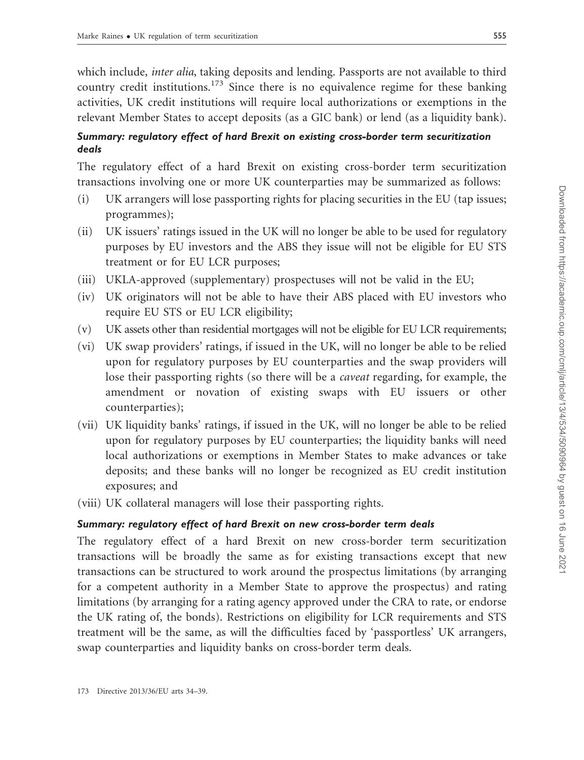which include, *inter alia*, taking deposits and lending. Passports are not available to third country credit institutions.[173] Since there is no equivalence regime for these banking activities, UK credit institutions will require local authorizations or exemptions in the relevant Member States to accept deposits (as a GIC bank) or lend (as a liquidity bank).

### *Summary: regulatory effect of hard Brexit on existing cross-border term securitization deals*

The regulatory effect of a hard Brexit on existing cross-border term securitization transactions involving one or more UK counterparties may be summarized as follows:

(i) UK arrangers will lose passporting rights for placing securities in the EU (tap issues; programmes);

(ii) UK issuers' ratings issued in the UK will no longer be able to be used for regulatory purposes by EU investors and the ABS they issue will not be eligible for EU STS treatment or for EU LCR purposes;

(iii) UKLA-approved (supplementary) prospectuses will not be valid in the EU;

(iv) UK originators will not be able to have their ABS placed with EU investors who require EU STS or EU LCR eligibility;

(v) UK assets other than residential mortgages will not be eligible for EU LCR requirements;

(vi) UK swap providers' ratings, if issued in the UK, will no longer be able to be relied upon for regulatory purposes by EU counterparties and the swap providers will lose their passporting rights (so there will be a *caveat* regarding, for example, the amendment or novation of existing swaps with EU issuers or other counterparties);

(vii) UK liquidity banks' ratings, if issued in the UK, will no longer be able to be relied upon for regulatory purposes by EU counterparties; the liquidity banks will need local authorizations or exemptions in Member States to make advances or take deposits; and these banks will no longer be recognized as EU credit institution exposures; and

(viii) UK collateral managers will lose their passporting rights.

### *Summary: regulatory effect of hard Brexit on new cross-border term deals*

The regulatory effect of a hard Brexit on new cross-border term securitization transactions will be broadly the same as for existing transactions except that new transactions can be structured to work around the prospectus limitations (by arranging for a competent authority in a Member State to approve the prospectus) and rating limitations (by arranging for a rating agency approved under the CRA to rate, or endorse the UK rating of, the bonds). Restrictions on eligibility for LCR requirements and STS treatment will be the same, as will the difficulties faced by 'passportless' UK arrangers, swap counterparties and liquidity banks on cross-border term deals.

173 Directive 2013/36/EU arts 34–39.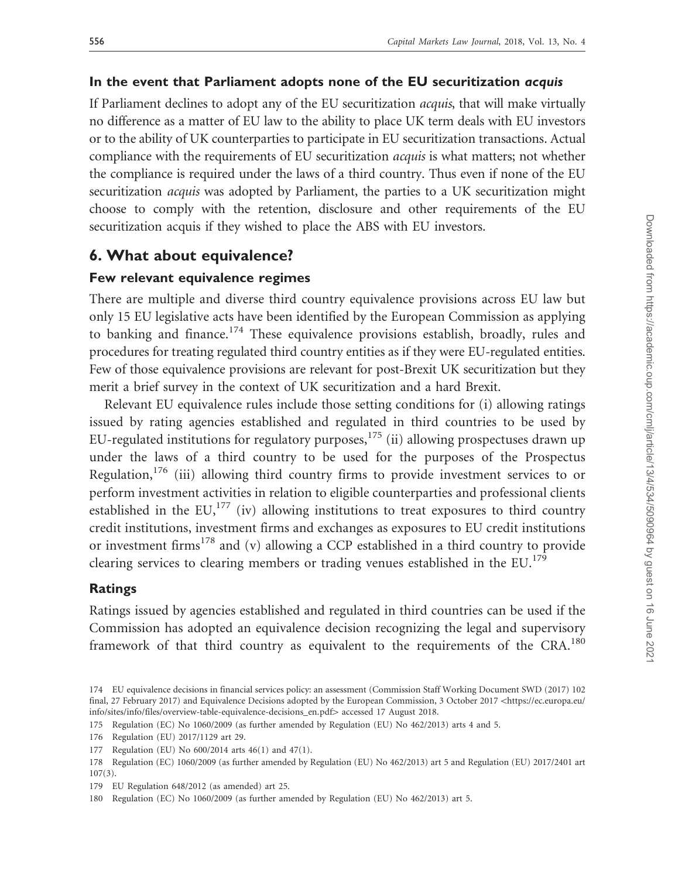### In the event that Parliament adopts none of the EU securitization *acquis*

If Parliament declines to adopt any of the EU securitization *acquis*, that will make virtually no difference as a matter of EU law to the ability to place UK term deals with EU investors or to the ability of UK counterparties to participate in EU securitization transactions. Actual compliance with the requirements of EU securitization *acquis* is what matters; not whether the compliance is required under the laws of a third country. Thus even if none of the EU securitization *acquis* was adopted by Parliament, the parties to a UK securitization might choose to comply with the retention, disclosure and other requirements of the EU securitization acquis if they wished to place the ABS with EU investors.

## 6. What about equivalence?

### Few relevant equivalence regimes

There are multiple and diverse third country equivalence provisions across EU law but only 15 EU legislative acts have been identified by the European Commission as applying to banking and finance.[174] These equivalence provisions establish, broadly, rules and procedures for treating regulated third country entities as if they were EU-regulated entities. Few of those equivalence provisions are relevant for post-Brexit UK securitization but they merit a brief survey in the context of UK securitization and a hard Brexit.

Relevant EU equivalence rules include those setting conditions for (i) allowing ratings issued by rating agencies established and regulated in third countries to be used by EU-regulated institutions for regulatory purposes,[175] (ii) allowing prospectuses drawn up under the laws of a third country to be used for the purposes of the Prospectus Regulation,[176] (iii) allowing third country firms to provide investment services to or perform investment activities in relation to eligible counterparties and professional clients established in the EU,[177] (iv) allowing institutions to treat exposures to third country credit institutions, investment firms and exchanges as exposures to EU credit institutions or investment firms[178] and (v) allowing a CCP established in a third country to provide clearing services to clearing members or trading venues established in the EU.[179]

### Ratings

Ratings issued by agencies established and regulated in third countries can be used if the Commission has adopted an equivalence decision recognizing the legal and supervisory framework of that third country as equivalent to the requirements of the CRA.[180]

174 EU equivalence decisions in financial services policy: an assessment (Commission Staff Working Document SWD (2017) 102 final, 27 February 2017) and Equivalence Decisions adopted by the European Commission, 3 October 2017 <https://ec.europa.eu/info/sites/info/files/overview-table-equivalence-decisions_en.pdf> accessed 17 August 2018.

175 Regulation (EC) No 1060/2009 (as further amended by Regulation (EU) No 462/2013) arts 4 and 5.

176 Regulation (EU) 2017/1129 art 29.

177 Regulation (EU) No 600/2014 arts 46(1) and 47(1).

178 Regulation (EC) 1060/2009 (as further amended by Regulation (EU) No 462/2013) art 5 and Regulation (EU) 2017/2401 art 107(3).

179 EU Regulation 648/2012 (as amended) art 25.

180 Regulation (EC) No 1060/2009 (as further amended by Regulation (EU) No 462/2013) art 5.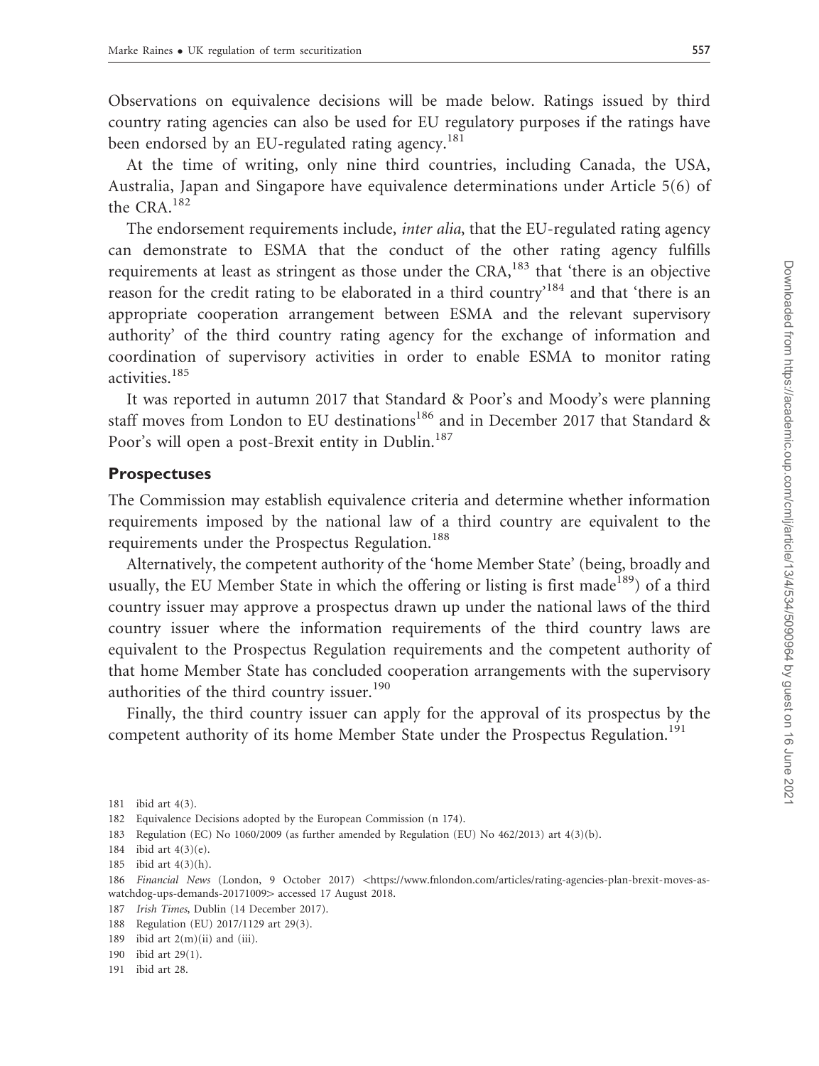Observations on equivalence decisions will be made below. Ratings issued by third country rating agencies can also be used for EU regulatory purposes if the ratings have been endorsed by an EU-regulated rating agency.[181]

At the time of writing, only nine third countries, including Canada, the USA, Australia, Japan and Singapore have equivalence determinations under Article 5(6) of the CRA.[182]

The endorsement requirements include, *inter alia*, that the EU-regulated rating agency can demonstrate to ESMA that the conduct of the other rating agency fulfills requirements at least as stringent as those under the CRA,[183] that 'there is an objective reason for the credit rating to be elaborated in a third country'[184] and that 'there is an appropriate cooperation arrangement between ESMA and the relevant supervisory authority' of the third country rating agency for the exchange of information and coordination of supervisory activities in order to enable ESMA to monitor rating activities.[185]

It was reported in autumn 2017 that Standard & Poor's and Moody's were planning staff moves from London to EU destinations[186] and in December 2017 that Standard & Poor's will open a post-Brexit entity in Dublin.[187]

## Prospectuses

The Commission may establish equivalence criteria and determine whether information requirements imposed by the national law of a third country are equivalent to the requirements under the Prospectus Regulation.[188]

Alternatively, the competent authority of the 'home Member State' (being, broadly and usually, the EU Member State in which the offering or listing is first made[189]) of a third country issuer may approve a prospectus drawn up under the national laws of the third country issuer where the information requirements of the third country laws are equivalent to the Prospectus Regulation requirements and the competent authority of that home Member State has concluded cooperation arrangements with the supervisory authorities of the third country issuer.[190]

Finally, the third country issuer can apply for the approval of its prospectus by the competent authority of its home Member State under the Prospectus Regulation.[191]

181 ibid art 4(3).

182 Equivalence Decisions adopted by the European Commission (n 174).

183 Regulation (EC) No 1060/2009 (as further amended by Regulation (EU) No 462/2013) art 4(3)(b).

184 ibid art 4(3)(e).

185 ibid art 4(3)(h).

186 *Financial News* (London, 9 October 2017) <https://www.fnlondon.com/articles/rating-agencies-plan-brexit-moves-as-watchdog-ups-demands-20171009> accessed 17 August 2018.

187 *Irish Times*, Dublin (14 December 2017).

188 Regulation (EU) 2017/1129 art 29(3).

189 ibid art 2(m)(ii) and (iii).

190 ibid art 29(1).

191 ibid art 28.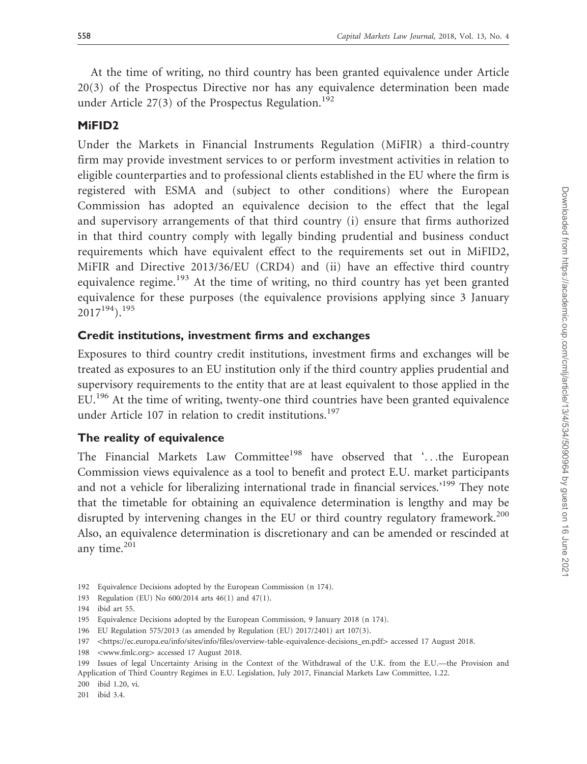At the time of writing, no third country has been granted equivalence under Article 20(3) of the Prospectus Directive nor has any equivalence determination been made under Article 27(3) of the Prospectus Regulation.[192]

## MiFID2

Under the Markets in Financial Instruments Regulation (MiFIR) a third-country firm may provide investment services to or perform investment activities in relation to eligible counterparties and to professional clients established in the EU where the firm is registered with ESMA and (subject to other conditions) where the European Commission has adopted an equivalence decision to the effect that the legal and supervisory arrangements of that third country (i) ensure that firms authorized in that third country comply with legally binding prudential and business conduct requirements which have equivalent effect to the requirements set out in MiFID2, MiFIR and Directive 2013/36/EU (CRD4) and (ii) have an effective third country equivalence regime.[193] At the time of writing, no third country has yet been granted equivalence for these purposes (the equivalence provisions applying since 3 January 2017[194]).[195]

## Credit institutions, investment firms and exchanges

Exposures to third country credit institutions, investment firms and exchanges will be treated as exposures to an EU institution only if the third country applies prudential and supervisory requirements to the entity that are at least equivalent to those applied in the EU.[196] At the time of writing, twenty-one third countries have been granted equivalence under Article 107 in relation to credit institutions.[197]

## The reality of equivalence

The Financial Markets Law Committee[198] have observed that '…the European Commission views equivalence as a tool to benefit and protect E.U. market participants and not a vehicle for liberalizing international trade in financial services.'[199] They note that the timetable for obtaining an equivalence determination is lengthy and may be disrupted by intervening changes in the EU or third country regulatory framework.[200] Also, an equivalence determination is discretionary and can be amended or rescinded at any time.[201]

---

192 Equivalence Decisions adopted by the European Commission (n 174).

193 Regulation (EU) No 600/2014 arts 46(1) and 47(1).

194 ibid art 55.

195 Equivalence Decisions adopted by the European Commission, 9 January 2018 (n 174).

196 EU Regulation 575/2013 (as amended by Regulation (EU) 2017/2401) art 107(3).

197 <https://ec.europa.eu/info/sites/info/files/overview-table-equivalence-decisions_en.pdf> accessed 17 August 2018.

198 <www.fmlc.org> accessed 17 August 2018.

199 Issues of legal Uncertainty Arising in the Context of the Withdrawal of the U.K. from the E.U.—the Provision and Application of Third Country Regimes in E.U. Legislation, July 2017, Financial Markets Law Committee, 1.22.

200 ibid 1.20, vi.

201 ibid 3.4.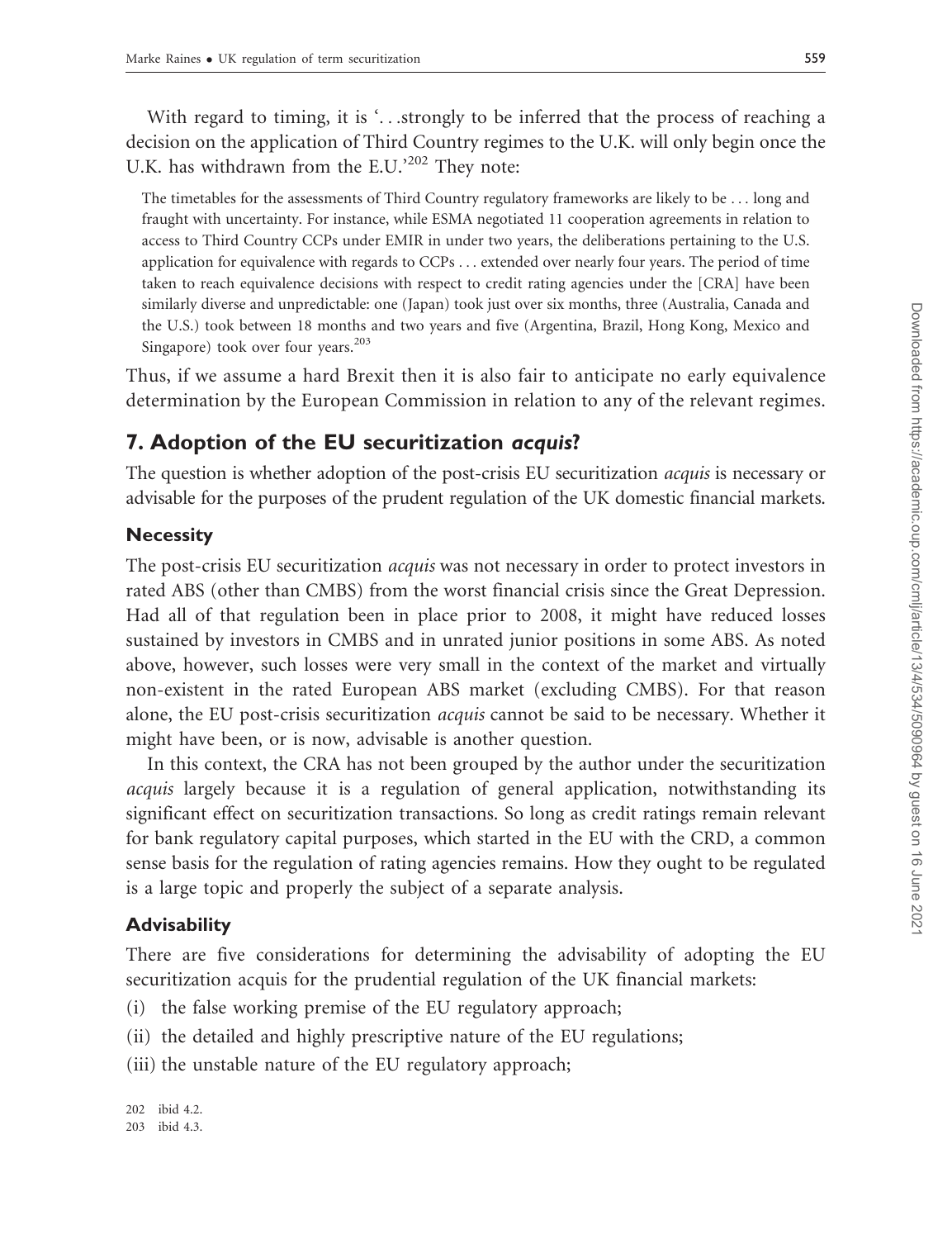With regard to timing, it is '. . .strongly to be inferred that the process of reaching a decision on the application of Third Country regimes to the U.K. will only begin once the U.K. has withdrawn from the E.U.'[202] They note:

> The timetables for the assessments of Third Country regulatory frameworks are likely to be . . . long and fraught with uncertainty. For instance, while ESMA negotiated 11 cooperation agreements in relation to access to Third Country CCPs under EMIR in under two years, the deliberations pertaining to the U.S. application for equivalence with regards to CCPs . . . extended over nearly four years. The period of time taken to reach equivalence decisions with respect to credit rating agencies under the [CRA] have been similarly diverse and unpredictable: one (Japan) took just over six months, three (Australia, Canada and the U.S.) took between 18 months and two years and five (Argentina, Brazil, Hong Kong, Mexico and Singapore) took over four years.[203]

Thus, if we assume a hard Brexit then it is also fair to anticipate no early equivalence determination by the European Commission in relation to any of the relevant regimes.

## 7. Adoption of the EU securitization *acquis*?

The question is whether adoption of the post-crisis EU securitization *acquis* is necessary or advisable for the purposes of the prudent regulation of the UK domestic financial markets.

### Necessity

The post-crisis EU securitization *acquis* was not necessary in order to protect investors in rated ABS (other than CMBS) from the worst financial crisis since the Great Depression. Had all of that regulation been in place prior to 2008, it might have reduced losses sustained by investors in CMBS and in unrated junior positions in some ABS. As noted above, however, such losses were very small in the context of the market and virtually non-existent in the rated European ABS market (excluding CMBS). For that reason alone, the EU post-crisis securitization *acquis* cannot be said to be necessary. Whether it might have been, or is now, advisable is another question.

In this context, the CRA has not been grouped by the author under the securitization *acquis* largely because it is a regulation of general application, notwithstanding its significant effect on securitization transactions. So long as credit ratings remain relevant for bank regulatory capital purposes, which started in the EU with the CRD, a common sense basis for the regulation of rating agencies remains. How they ought to be regulated is a large topic and properly the subject of a separate analysis.

### Advisability

There are five considerations for determining the advisability of adopting the EU securitization acquis for the prudential regulation of the UK financial markets:

(i) the false working premise of the EU regulatory approach;

(ii) the detailed and highly prescriptive nature of the EU regulations;

(iii) the unstable nature of the EU regulatory approach;

202 ibid 4.2.

203 ibid 4.3.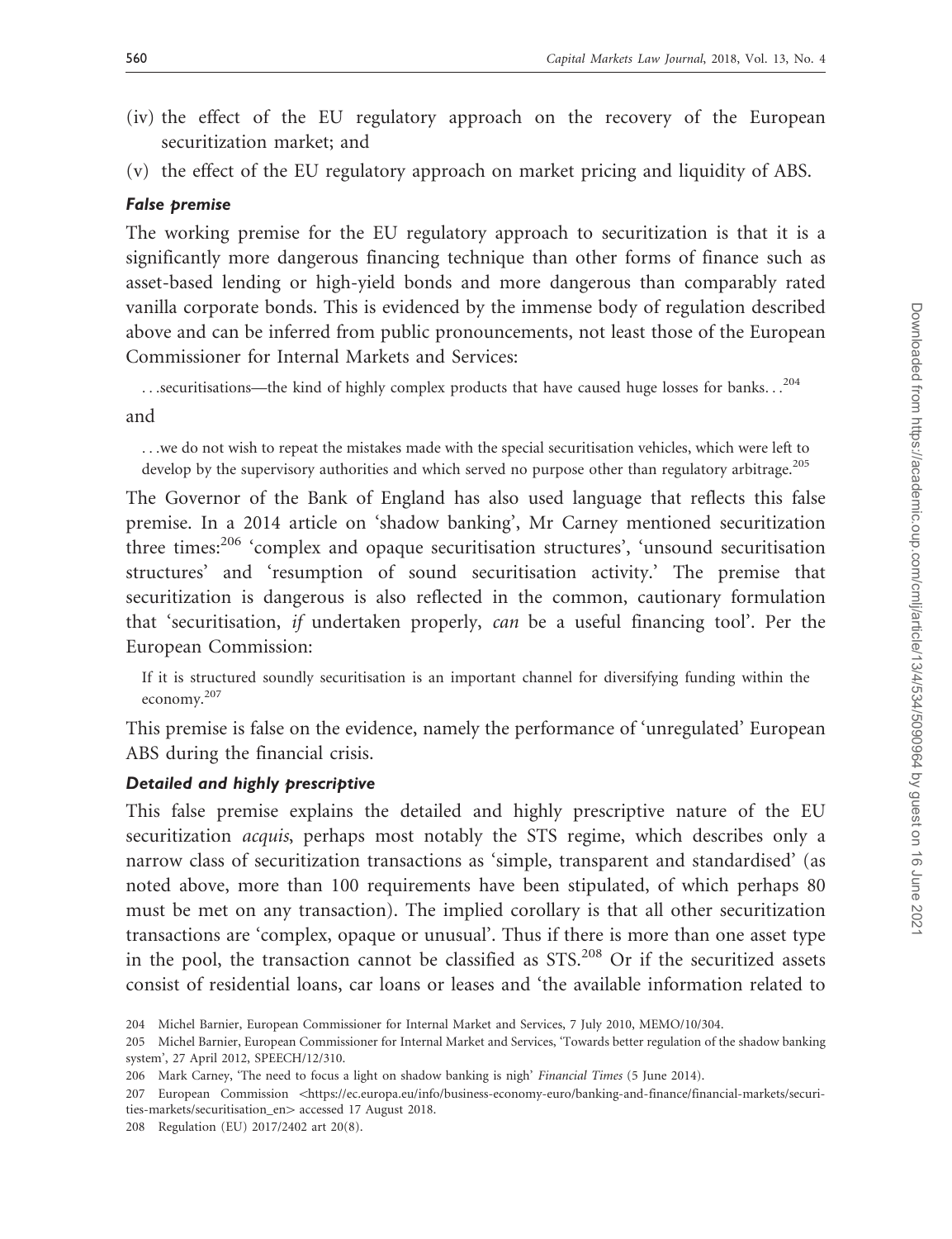(iv) the effect of the EU regulatory approach on the recovery of the European securitization market; and

(v) the effect of the EU regulatory approach on market pricing and liquidity of ABS.

#### *False premise*

The working premise for the EU regulatory approach to securitization is that it is a significantly more dangerous financing technique than other forms of finance such as asset-based lending or high-yield bonds and more dangerous than comparably rated vanilla corporate bonds. This is evidenced by the immense body of regulation described above and can be inferred from public pronouncements, not least those of the European Commissioner for Internal Markets and Services:

> . . .securitisations—the kind of highly complex products that have caused huge losses for banks. . .[204]

and

> . . .we do not wish to repeat the mistakes made with the special securitisation vehicles, which were left to develop by the supervisory authorities and which served no purpose other than regulatory arbitrage.[205]

The Governor of the Bank of England has also used language that reflects this false premise. In a 2014 article on 'shadow banking', Mr Carney mentioned securitization three times:[206] 'complex and opaque securitisation structures', 'unsound securitisation structures' and 'resumption of sound securitisation activity.' The premise that securitization is dangerous is also reflected in the common, cautionary formulation that 'securitisation, *if* undertaken properly, *can* be a useful financing tool'. Per the European Commission:

> If it is structured soundly securitisation is an important channel for diversifying funding within the economy.[207]

This premise is false on the evidence, namely the performance of 'unregulated' European ABS during the financial crisis.

#### *Detailed and highly prescriptive*

This false premise explains the detailed and highly prescriptive nature of the EU securitization *acquis*, perhaps most notably the STS regime, which describes only a narrow class of securitization transactions as 'simple, transparent and standardised' (as noted above, more than 100 requirements have been stipulated, of which perhaps 80 must be met on any transaction). The implied corollary is that all other securitization transactions are 'complex, opaque or unusual'. Thus if there is more than one asset type in the pool, the transaction cannot be classified as STS.[208] Or if the securitized assets consist of residential loans, car loans or leases and 'the available information related to

---

204 Michel Barnier, European Commissioner for Internal Market and Services, 7 July 2010, MEMO/10/304.

205 Michel Barnier, European Commissioner for Internal Market and Services, 'Towards better regulation of the shadow banking system', 27 April 2012, SPEECH/12/310.

206 Mark Carney, 'The need to focus a light on shadow banking is nigh' *Financial Times* (5 June 2014).

207 European Commission <https://ec.europa.eu/info/business-economy-euro/banking-and-finance/financial-markets/securities-markets/securitisation_en> accessed 17 August 2018.

208 Regulation (EU) 2017/2402 art 20(8).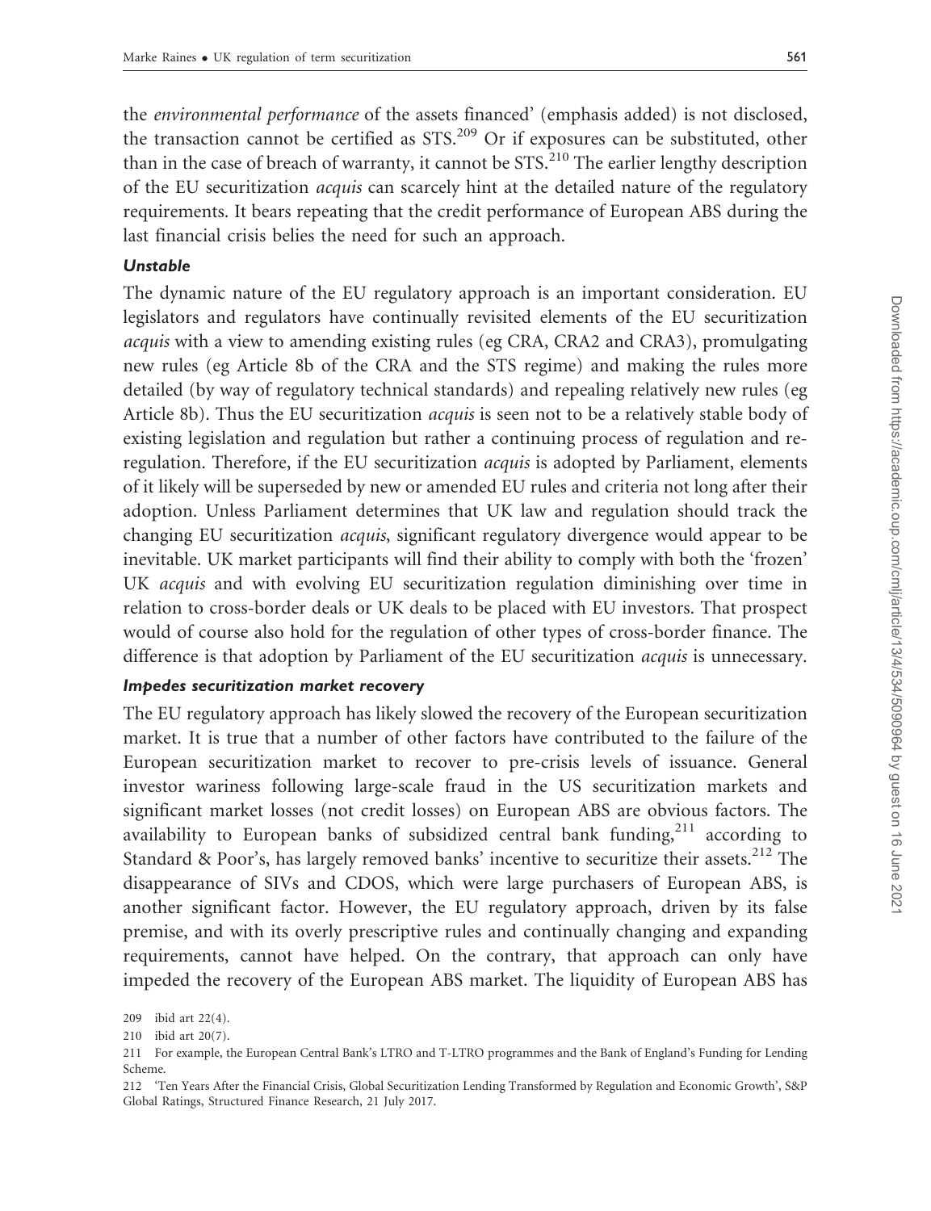the *environmental performance* of the assets financed' (emphasis added) is not disclosed, the transaction cannot be certified as STS.[209] Or if exposures can be substituted, other than in the case of breach of warranty, it cannot be STS.[210] The earlier lengthy description of the EU securitization *acquis* can scarcely hint at the detailed nature of the regulatory requirements. It bears repeating that the credit performance of European ABS during the last financial crisis belies the need for such an approach.

### *Unstable*

The dynamic nature of the EU regulatory approach is an important consideration. EU legislators and regulators have continually revisited elements of the EU securitization *acquis* with a view to amending existing rules (eg CRA, CRA2 and CRA3), promulgating new rules (eg Article 8b of the CRA and the STS regime) and making the rules more detailed (by way of regulatory technical standards) and repealing relatively new rules (eg Article 8b). Thus the EU securitization *acquis* is seen not to be a relatively stable body of existing legislation and regulation but rather a continuing process of regulation and re-regulation. Therefore, if the EU securitization *acquis* is adopted by Parliament, elements of it likely will be superseded by new or amended EU rules and criteria not long after their adoption. Unless Parliament determines that UK law and regulation should track the changing EU securitization *acquis*, significant regulatory divergence would appear to be inevitable. UK market participants will find their ability to comply with both the 'frozen' UK *acquis* and with evolving EU securitization regulation diminishing over time in relation to cross-border deals or UK deals to be placed with EU investors. That prospect would of course also hold for the regulation of other types of cross-border finance. The difference is that adoption by Parliament of the EU securitization *acquis* is unnecessary.

### *Impedes securitization market recovery*

The EU regulatory approach has likely slowed the recovery of the European securitization market. It is true that a number of other factors have contributed to the failure of the European securitization market to recover to pre-crisis levels of issuance. General investor wariness following large-scale fraud in the US securitization markets and significant market losses (not credit losses) on European ABS are obvious factors. The availability to European banks of subsidized central bank funding,[211] according to Standard & Poor's, has largely removed banks' incentive to securitize their assets.[212] The disappearance of SIVs and CDOS, which were large purchasers of European ABS, is another significant factor. However, the EU regulatory approach, driven by its false premise, and with its overly prescriptive rules and continually changing and expanding requirements, cannot have helped. On the contrary, that approach can only have impeded the recovery of the European ABS market. The liquidity of European ABS has

---

209 ibid art 22(4).

210 ibid art 20(7).

211 For example, the European Central Bank's LTRO and T-LTRO programmes and the Bank of England's Funding for Lending Scheme.

212 'Ten Years After the Financial Crisis, Global Securitization Lending Transformed by Regulation and Economic Growth', S&P Global Ratings, Structured Finance Research, 21 July 2017.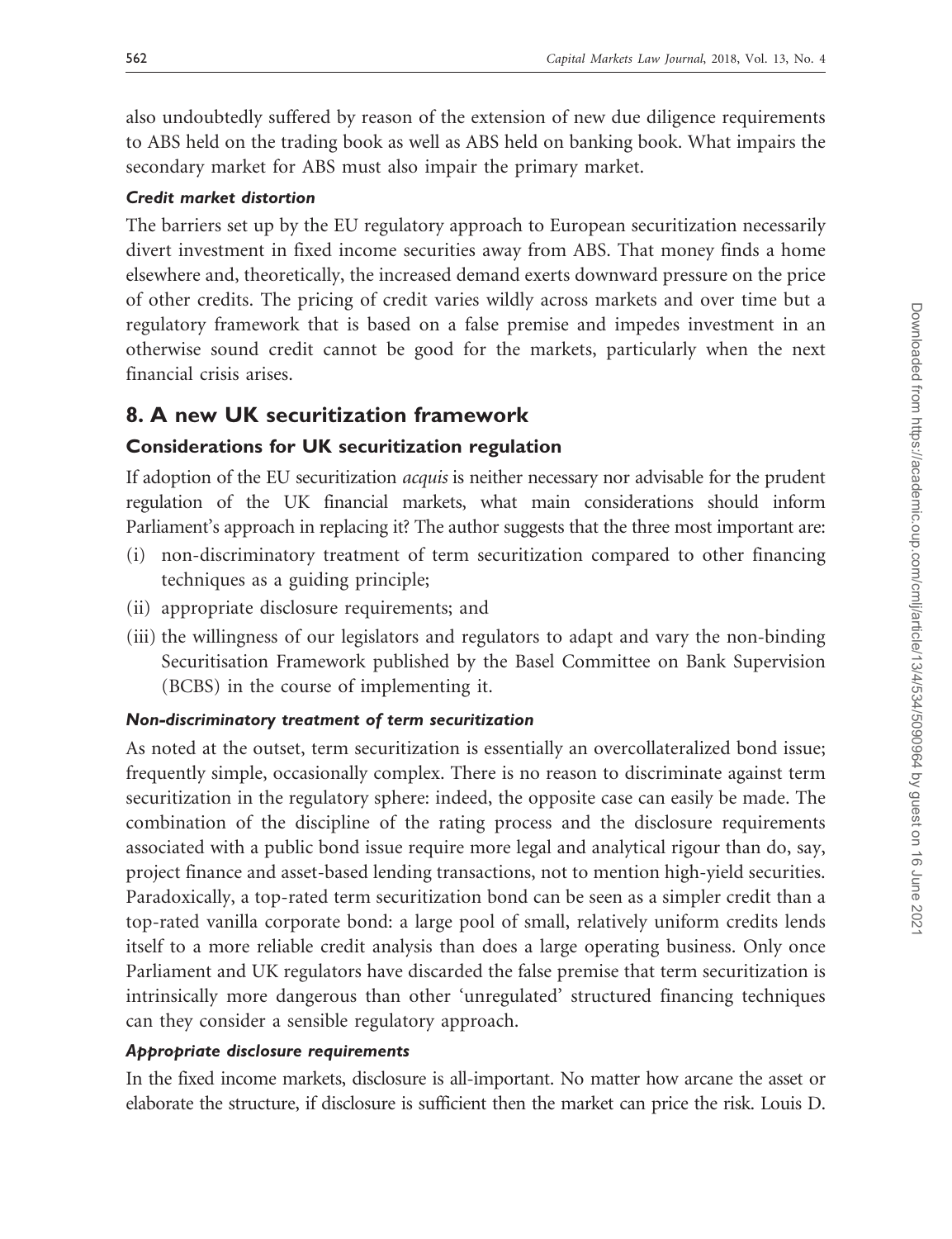also undoubtedly suffered by reason of the extension of new due diligence requirements to ABS held on the trading book as well as ABS held on banking book. What impairs the secondary market for ABS must also impair the primary market.

#### *Credit market distortion*

The barriers set up by the EU regulatory approach to European securitization necessarily divert investment in fixed income securities away from ABS. That money finds a home elsewhere and, theoretically, the increased demand exerts downward pressure on the price of other credits. The pricing of credit varies wildly across markets and over time but a regulatory framework that is based on a false premise and impedes investment in an otherwise sound credit cannot be good for the markets, particularly when the next financial crisis arises.

## 8. A new UK securitization framework

### Considerations for UK securitization regulation

If adoption of the EU securitization *acquis* is neither necessary nor advisable for the prudent regulation of the UK financial markets, what main considerations should inform Parliament's approach in replacing it? The author suggests that the three most important are:

(i) non-discriminatory treatment of term securitization compared to other financing techniques as a guiding principle;

(ii) appropriate disclosure requirements; and

(iii) the willingness of our legislators and regulators to adapt and vary the non-binding Securitisation Framework published by the Basel Committee on Bank Supervision (BCBS) in the course of implementing it.

#### *Non-discriminatory treatment of term securitization*

As noted at the outset, term securitization is essentially an overcollateralized bond issue; frequently simple, occasionally complex. There is no reason to discriminate against term securitization in the regulatory sphere: indeed, the opposite case can easily be made. The combination of the discipline of the rating process and the disclosure requirements associated with a public bond issue require more legal and analytical rigour than do, say, project finance and asset-based lending transactions, not to mention high-yield securities. Paradoxically, a top-rated term securitization bond can be seen as a simpler credit than a top-rated vanilla corporate bond: a large pool of small, relatively uniform credits lends itself to a more reliable credit analysis than does a large operating business. Only once Parliament and UK regulators have discarded the false premise that term securitization is intrinsically more dangerous than other 'unregulated' structured financing techniques can they consider a sensible regulatory approach.

#### *Appropriate disclosure requirements*

In the fixed income markets, disclosure is all-important. No matter how arcane the asset or elaborate the structure, if disclosure is sufficient then the market can price the risk. Louis D.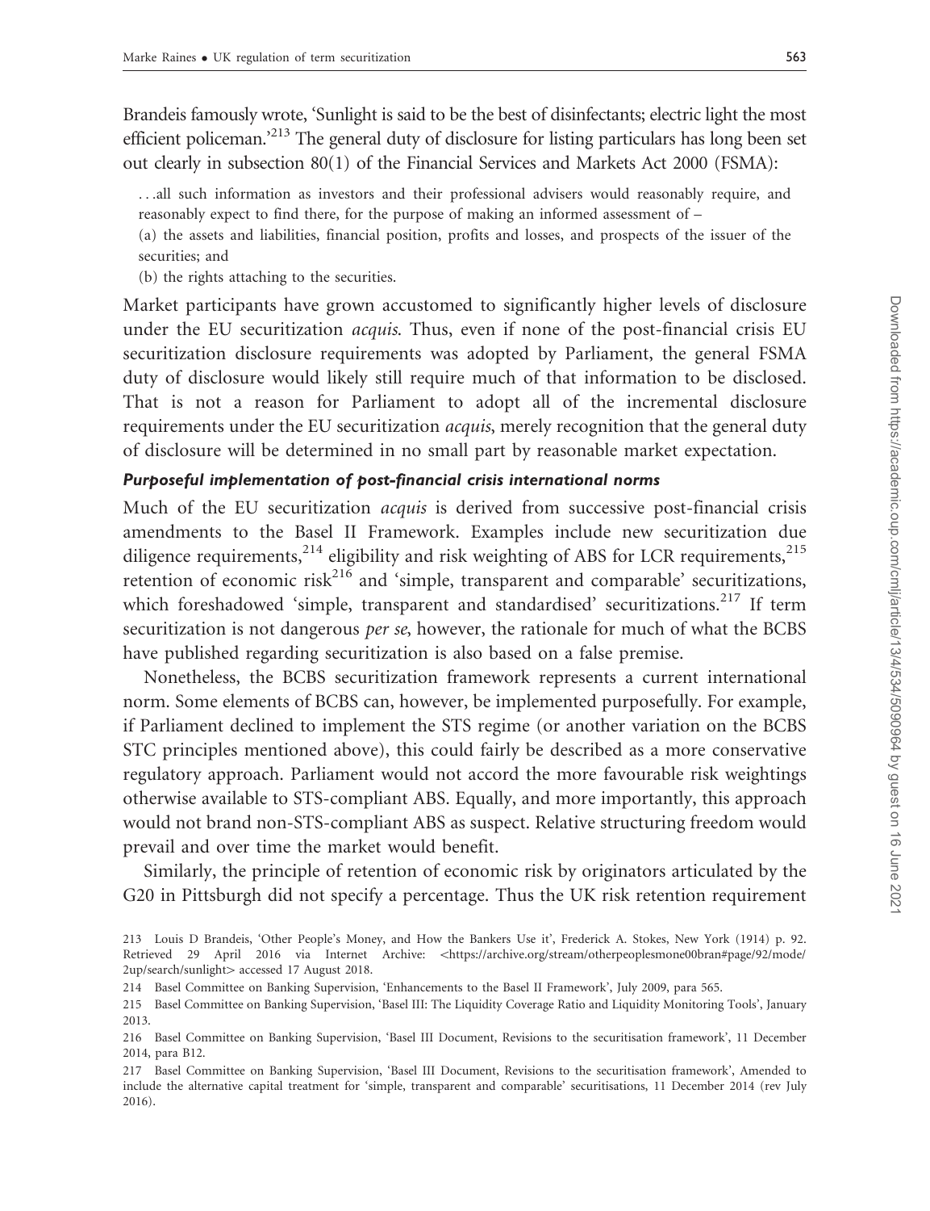Brandeis famously wrote, 'Sunlight is said to be the best of disinfectants; electric light the most efficient policeman.'[213] The general duty of disclosure for listing particulars has long been set out clearly in subsection 80(1) of the Financial Services and Markets Act 2000 (FSMA):

> …all such information as investors and their professional advisers would reasonably require, and reasonably expect to find there, for the purpose of making an informed assessment of –
>
> (a) the assets and liabilities, financial position, profits and losses, and prospects of the issuer of the securities; and
>
> (b) the rights attaching to the securities.

Market participants have grown accustomed to significantly higher levels of disclosure under the EU securitization *acquis*. Thus, even if none of the post-financial crisis EU securitization disclosure requirements was adopted by Parliament, the general FSMA duty of disclosure would likely still require much of that information to be disclosed. That is not a reason for Parliament to adopt all of the incremental disclosure requirements under the EU securitization *acquis*, merely recognition that the general duty of disclosure will be determined in no small part by reasonable market expectation.

#### *Purposeful implementation of post-financial crisis international norms*

Much of the EU securitization *acquis* is derived from successive post-financial crisis amendments to the Basel II Framework. Examples include new securitization due diligence requirements,[214] eligibility and risk weighting of ABS for LCR requirements,[215] retention of economic risk[216] and 'simple, transparent and comparable' securitizations, which foreshadowed 'simple, transparent and standardised' securitizations.[217] If term securitization is not dangerous *per se*, however, the rationale for much of what the BCBS have published regarding securitization is also based on a false premise.

Nonetheless, the BCBS securitization framework represents a current international norm. Some elements of BCBS can, however, be implemented purposefully. For example, if Parliament declined to implement the STS regime (or another variation on the BCBS STC principles mentioned above), this could fairly be described as a more conservative regulatory approach. Parliament would not accord the more favourable risk weightings otherwise available to STS-compliant ABS. Equally, and more importantly, this approach would not brand non-STS-compliant ABS as suspect. Relative structuring freedom would prevail and over time the market would benefit.

Similarly, the principle of retention of economic risk by originators articulated by the G20 in Pittsburgh did not specify a percentage. Thus the UK risk retention requirement

---

213 Louis D Brandeis, 'Other People's Money, and How the Bankers Use it', Frederick A. Stokes, New York (1914) p. 92. Retrieved 29 April 2016 via Internet Archive: <https://archive.org/stream/otherpeoplesmone00bran#page/92/mode/2up/search/sunlight> accessed 17 August 2018.

214 Basel Committee on Banking Supervision, 'Enhancements to the Basel II Framework', July 2009, para 565.

215 Basel Committee on Banking Supervision, 'Basel III: The Liquidity Coverage Ratio and Liquidity Monitoring Tools', January 2013.

216 Basel Committee on Banking Supervision, 'Basel III Document, Revisions to the securitisation framework', 11 December 2014, para B12.

217 Basel Committee on Banking Supervision, 'Basel III Document, Revisions to the securitisation framework', Amended to include the alternative capital treatment for 'simple, transparent and comparable' securitisations, 11 December 2014 (rev July 2016).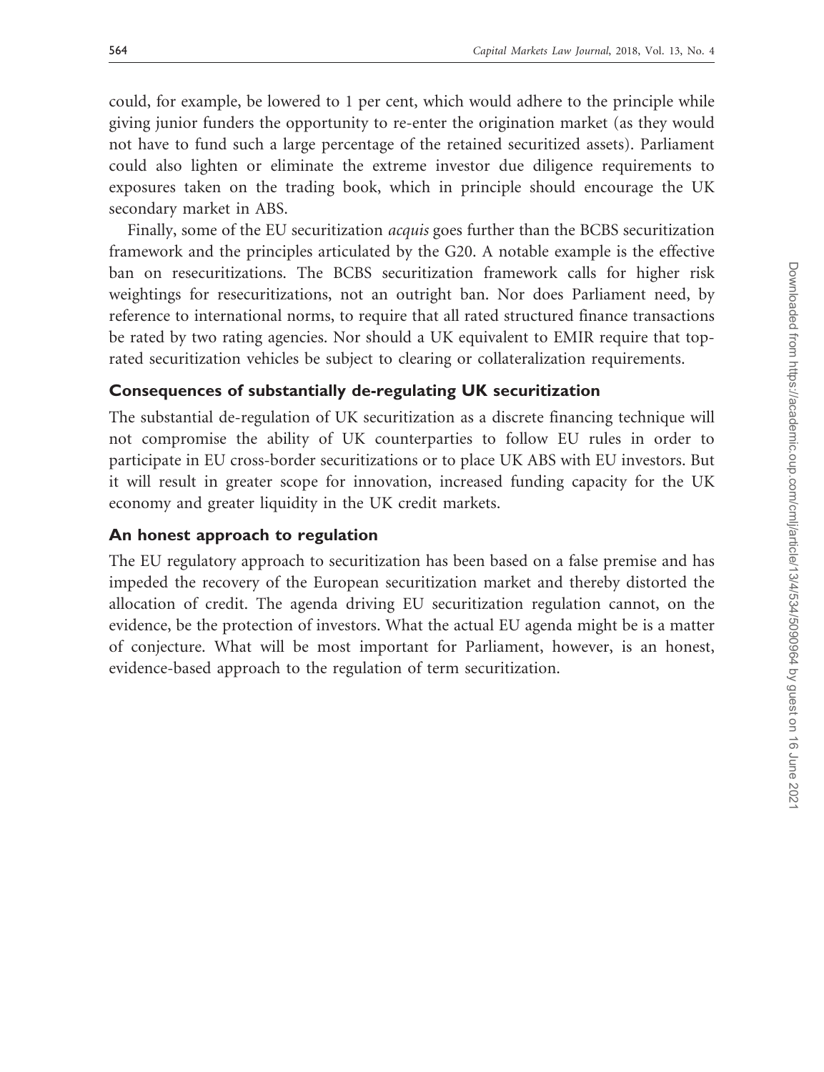could, for example, be lowered to 1 per cent, which would adhere to the principle while giving junior funders the opportunity to re-enter the origination market (as they would not have to fund such a large percentage of the retained securitized assets). Parliament could also lighten or eliminate the extreme investor due diligence requirements to exposures taken on the trading book, which in principle should encourage the UK secondary market in ABS.

Finally, some of the EU securitization *acquis* goes further than the BCBS securitization framework and the principles articulated by the G20. A notable example is the effective ban on resecuritizations. The BCBS securitization framework calls for higher risk weightings for resecuritizations, not an outright ban. Nor does Parliament need, by reference to international norms, to require that all rated structured finance transactions be rated by two rating agencies. Nor should a UK equivalent to EMIR require that top-rated securitization vehicles be subject to clearing or collateralization requirements.

### Consequences of substantially de-regulating UK securitization

The substantial de-regulation of UK securitization as a discrete financing technique will not compromise the ability of UK counterparties to follow EU rules in order to participate in EU cross-border securitizations or to place UK ABS with EU investors. But it will result in greater scope for innovation, increased funding capacity for the UK economy and greater liquidity in the UK credit markets.

### An honest approach to regulation

The EU regulatory approach to securitization has been based on a false premise and has impeded the recovery of the European securitization market and thereby distorted the allocation of credit. The agenda driving EU securitization regulation cannot, on the evidence, be the protection of investors. What the actual EU agenda might be is a matter of conjecture. What will be most important for Parliament, however, is an honest, evidence-based approach to the regulation of term securitization.